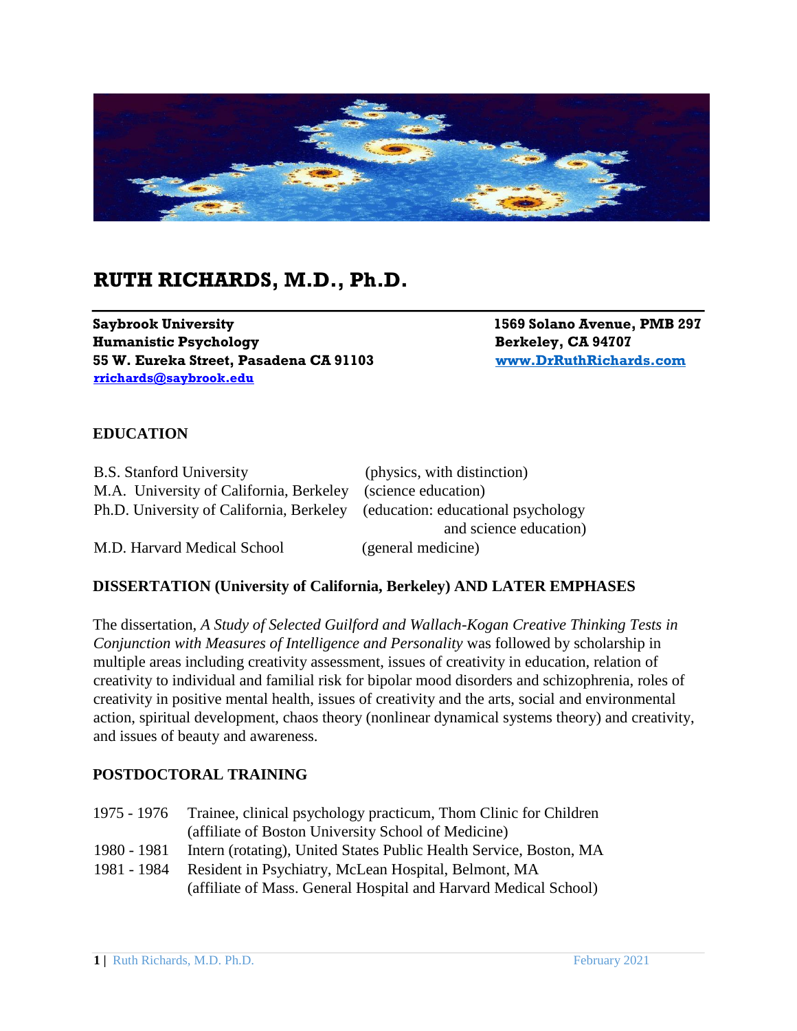# RUTH RICHARDS, M.D., Ph.D.

**Saybrook University**
**Humanistic Psychology**
**55 W. Eureka Street, Pasadena CA 91103**
**rrichards@saybrook.edu**

**1569 Solano Avenue, PMB 297**
**Berkeley, CA 94707**
**www.DrRuthRichards.com**

## EDUCATION

| | |
|---|---|
| B.S. Stanford University | (physics, with distinction) |
| M.A. University of California, Berkeley | (science education) |
| Ph.D. University of California, Berkeley | (education: educational psychology and science education) |
| M.D. Harvard Medical School | (general medicine) |

## DISSERTATION (University of California, Berkeley) AND LATER EMPHASES

The dissertation, *A Study of Selected Guilford and Wallach-Kogan Creative Thinking Tests in Conjunction with Measures of Intelligence and Personality* was followed by scholarship in multiple areas including creativity assessment, issues of creativity in education, relation of creativity to individual and familial risk for bipolar mood disorders and schizophrenia, roles of creativity in positive mental health, issues of creativity and the arts, social and environmental action, spiritual development, chaos theory (nonlinear dynamical systems theory) and creativity, and issues of beauty and awareness.

## POSTDOCTORAL TRAINING

| | |
|---|---|
| 1975 - 1976 | Trainee, clinical psychology practicum, Thom Clinic for Children (affiliate of Boston University School of Medicine) |
| 1980 - 1981 | Intern (rotating), United States Public Health Service, Boston, MA |
| 1981 - 1984 | Resident in Psychiatry, McLean Hospital, Belmont, MA (affiliate of Mass. General Hospital and Harvard Medical School) |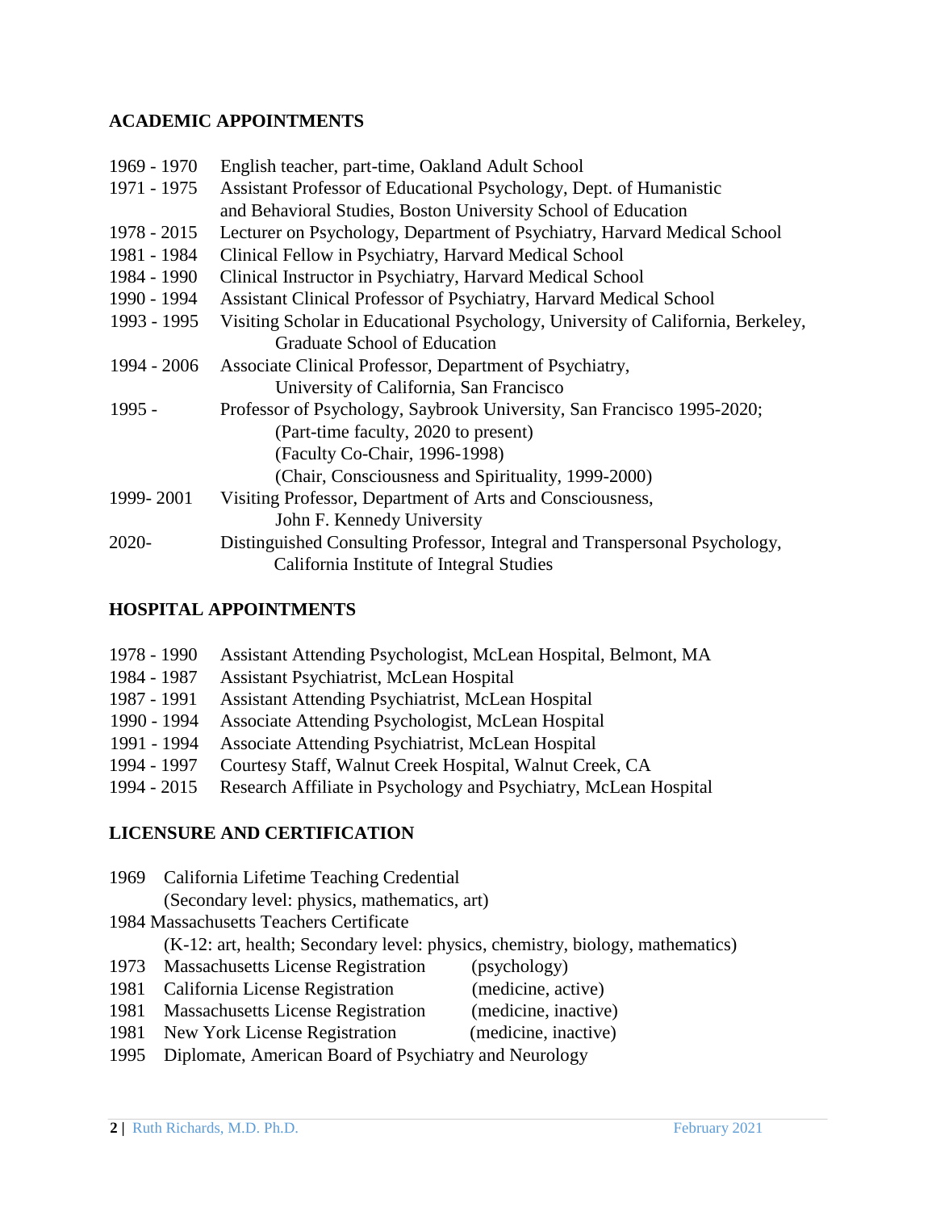## ACADEMIC APPOINTMENTS

| | |
|---|---|
| 1969 - 1970 | English teacher, part-time, Oakland Adult School |
| 1971 - 1975 | Assistant Professor of Educational Psychology, Dept. of Humanistic and Behavioral Studies, Boston University School of Education |
| 1978 - 2015 | Lecturer on Psychology, Department of Psychiatry, Harvard Medical School |
| 1981 - 1984 | Clinical Fellow in Psychiatry, Harvard Medical School |
| 1984 - 1990 | Clinical Instructor in Psychiatry, Harvard Medical School |
| 1990 - 1994 | Assistant Clinical Professor of Psychiatry, Harvard Medical School |
| 1993 - 1995 | Visiting Scholar in Educational Psychology, University of California, Berkeley, Graduate School of Education |
| 1994 - 2006 | Associate Clinical Professor, Department of Psychiatry, University of California, San Francisco |
| 1995 - | Professor of Psychology, Saybrook University, San Francisco 1995-2020; (Part-time faculty, 2020 to present) (Faculty Co-Chair, 1996-1998) (Chair, Consciousness and Spirituality, 1999-2000) |
| 1999- 2001 | Visiting Professor, Department of Arts and Consciousness, John F. Kennedy University |
| 2020- | Distinguished Consulting Professor, Integral and Transpersonal Psychology, California Institute of Integral Studies |

## HOSPITAL APPOINTMENTS

| | |
|---|---|
| 1978 - 1990 | Assistant Attending Psychologist, McLean Hospital, Belmont, MA |
| 1984 - 1987 | Assistant Psychiatrist, McLean Hospital |
| 1987 - 1991 | Assistant Attending Psychiatrist, McLean Hospital |
| 1990 - 1994 | Associate Attending Psychologist, McLean Hospital |
| 1991 - 1994 | Associate Attending Psychiatrist, McLean Hospital |
| 1994 - 1997 | Courtesy Staff, Walnut Creek Hospital, Walnut Creek, CA |
| 1994 - 2015 | Research Affiliate in Psychology and Psychiatry, McLean Hospital |

## LICENSURE AND CERTIFICATION

1969 California Lifetime Teaching Credential
(Secondary level: physics, mathematics, art)

1984 Massachusetts Teachers Certificate
(K-12: art, health; Secondary level: physics, chemistry, biology, mathematics)

| | | |
|---|---|---|
| 1973 | Massachusetts License Registration | (psychology) |
| 1981 | California License Registration | (medicine, active) |
| 1981 | Massachusetts License Registration | (medicine, inactive) |
| 1981 | New York License Registration | (medicine, inactive) |
| 1995 | Diplomate, American Board of Psychiatry and Neurology | |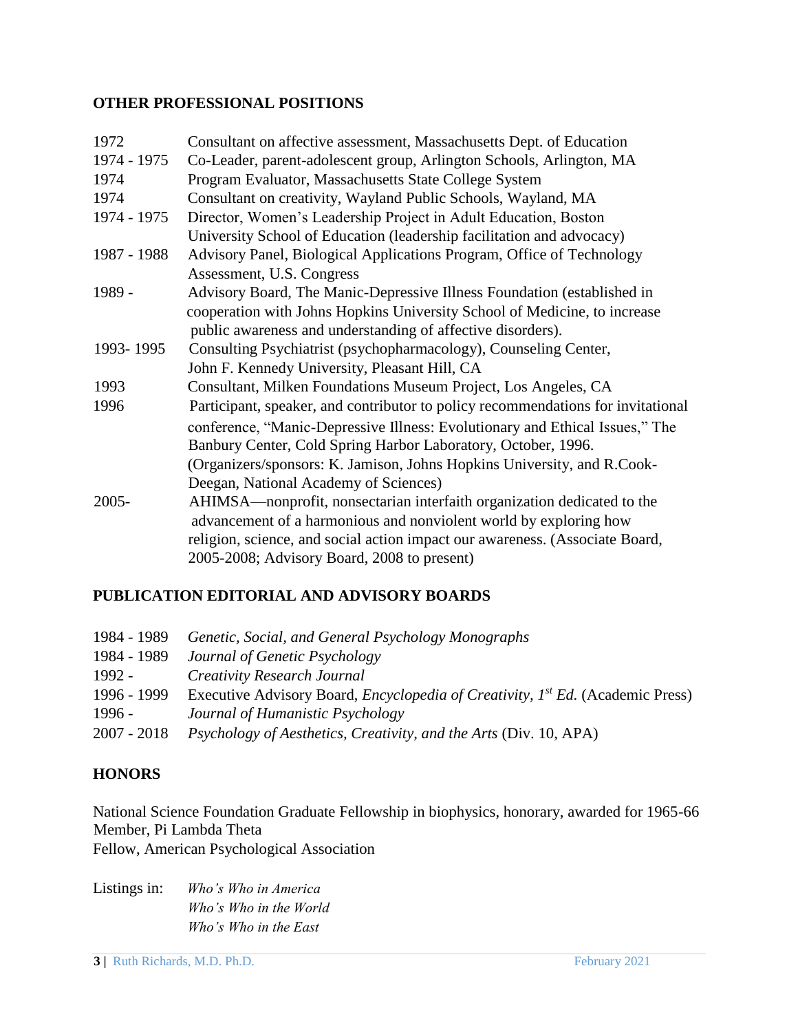## OTHER PROFESSIONAL POSITIONS

| | |
|---|---|
| 1972 | Consultant on affective assessment, Massachusetts Dept. of Education |
| 1974 - 1975 | Co-Leader, parent-adolescent group, Arlington Schools, Arlington, MA |
| 1974 | Program Evaluator, Massachusetts State College System |
| 1974 | Consultant on creativity, Wayland Public Schools, Wayland, MA |
| 1974 - 1975 | Director, Women's Leadership Project in Adult Education, Boston University School of Education (leadership facilitation and advocacy) |
| 1987 - 1988 | Advisory Panel, Biological Applications Program, Office of Technology Assessment, U.S. Congress |
| 1989 - | Advisory Board, The Manic-Depressive Illness Foundation (established in cooperation with Johns Hopkins University School of Medicine, to increase public awareness and understanding of affective disorders). |
| 1993- 1995 | Consulting Psychiatrist (psychopharmacology), Counseling Center, John F. Kennedy University, Pleasant Hill, CA |
| 1993 | Consultant, Milken Foundations Museum Project, Los Angeles, CA |
| 1996 | Participant, speaker, and contributor to policy recommendations for invitational conference, "Manic-Depressive Illness: Evolutionary and Ethical Issues," The Banbury Center, Cold Spring Harbor Laboratory, October, 1996. (Organizers/sponsors: K. Jamison, Johns Hopkins University, and R.Cook-Deegan, National Academy of Sciences) |
| 2005- | AHIMSA—nonprofit, nonsectarian interfaith organization dedicated to the advancement of a harmonious and nonviolent world by exploring how religion, science, and social action impact our awareness. (Associate Board, 2005-2008; Advisory Board, 2008 to present) |

## PUBLICATION EDITORIAL AND ADVISORY BOARDS

| | |
|---|---|
| 1984 - 1989 | *Genetic, Social, and General Psychology Monographs* |
| 1984 - 1989 | *Journal of Genetic Psychology* |
| 1992 - | *Creativity Research Journal* |
| 1996 - 1999 | Executive Advisory Board, *Encyclopedia of Creativity, 1st Ed.* (Academic Press) |
| 1996 - | *Journal of Humanistic Psychology* |
| 2007 - 2018 | *Psychology of Aesthetics, Creativity, and the Arts* (Div. 10, APA) |

## HONORS

National Science Foundation Graduate Fellowship in biophysics, honorary, awarded for 1965-66
Member, Pi Lambda Theta
Fellow, American Psychological Association

Listings in: *Who's Who in America*
*Who's Who in the World*
*Who's Who in the East*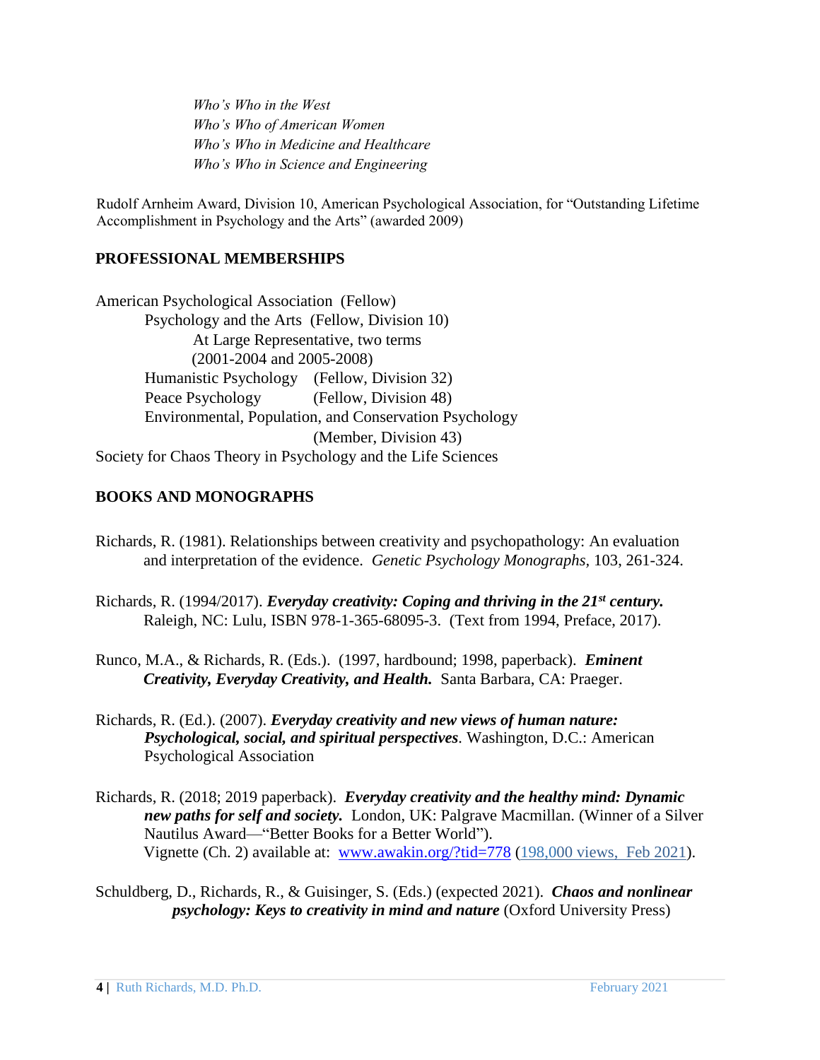*Who's Who in the West*
*Who's Who of American Women*
*Who's Who in Medicine and Healthcare*
*Who's Who in Science and Engineering*

Rudolf Arnheim Award, Division 10, American Psychological Association, for "Outstanding Lifetime Accomplishment in Psychology and the Arts" (awarded 2009)

## PROFESSIONAL MEMBERSHIPS

American Psychological Association (Fellow)
- Psychology and the Arts (Fellow, Division 10)
  - At Large Representative, two terms (2001-2004 and 2005-2008)
- Humanistic Psychology (Fellow, Division 32)
- Peace Psychology (Fellow, Division 48)
- Environmental, Population, and Conservation Psychology (Member, Division 43)

Society for Chaos Theory in Psychology and the Life Sciences

## BOOKS AND MONOGRAPHS

Richards, R. (1981). Relationships between creativity and psychopathology: An evaluation and interpretation of the evidence. *Genetic Psychology Monographs,* 103, 261-324.

Richards, R. (1994/2017). ***Everyday creativity: Coping and thriving in the 21st century.*** Raleigh, NC: Lulu, ISBN 978-1-365-68095-3. (Text from 1994, Preface, 2017).

Runco, M.A., & Richards, R. (Eds.). (1997, hardbound; 1998, paperback). ***Eminent Creativity, Everyday Creativity, and Health.*** Santa Barbara, CA: Praeger.

Richards, R. (Ed.). (2007). ***Everyday creativity and new views of human nature: Psychological, social, and spiritual perspectives***. Washington, D.C.: American Psychological Association

Richards, R. (2018; 2019 paperback). ***Everyday creativity and the healthy mind: Dynamic new paths for self and society.*** London, UK: Palgrave Macmillan. (Winner of a Silver Nautilus Award—"Better Books for a Better World"). Vignette (Ch. 2) available at: www.awakin.org/?tid=778 (198,000 views, Feb 2021).

Schuldberg, D., Richards, R., & Guisinger, S. (Eds.) (expected 2021). ***Chaos and nonlinear psychology: Keys to creativity in mind and nature*** (Oxford University Press)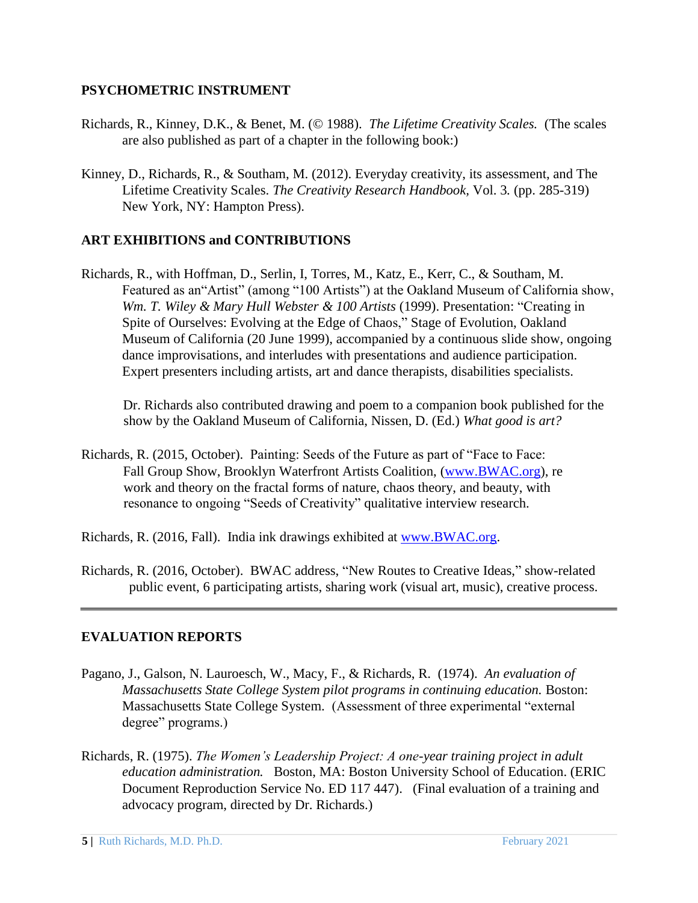## PSYCHOMETRIC INSTRUMENT

Richards, R., Kinney, D.K., & Benet, M. (© 1988). *The Lifetime Creativity Scales.* (The scales are also published as part of a chapter in the following book:)

Kinney, D., Richards, R., & Southam, M. (2012). Everyday creativity, its assessment, and The Lifetime Creativity Scales. *The Creativity Research Handbook,* Vol. 3*.* (pp. 285-319) New York, NY: Hampton Press).

## ART EXHIBITIONS and CONTRIBUTIONS

Richards, R., with Hoffman, D., Serlin, I, Torres, M., Katz, E., Kerr, C., & Southam, M. Featured as an"Artist" (among "100 Artists") at the Oakland Museum of California show, *Wm. T. Wiley & Mary Hull Webster & 100 Artists* (1999). Presentation: "Creating in Spite of Ourselves: Evolving at the Edge of Chaos," Stage of Evolution, Oakland Museum of California (20 June 1999), accompanied by a continuous slide show, ongoing dance improvisations, and interludes with presentations and audience participation. Expert presenters including artists, art and dance therapists, disabilities specialists.

Dr. Richards also contributed drawing and poem to a companion book published for the show by the Oakland Museum of California, Nissen, D. (Ed.) *What good is art?*

Richards, R. (2015, October). Painting: Seeds of the Future as part of "Face to Face: Fall Group Show, Brooklyn Waterfront Artists Coalition, (www.BWAC.org), re work and theory on the fractal forms of nature, chaos theory, and beauty, with resonance to ongoing "Seeds of Creativity" qualitative interview research.

Richards, R. (2016, Fall). India ink drawings exhibited at www.BWAC.org.

Richards, R. (2016, October). BWAC address, "New Routes to Creative Ideas," show-related public event, 6 participating artists, sharing work (visual art, music), creative process.

---

## EVALUATION REPORTS

Pagano, J., Galson, N. Lauroesch, W., Macy, F., & Richards, R. (1974). *An evaluation of Massachusetts State College System pilot programs in continuing education.* Boston: Massachusetts State College System. (Assessment of three experimental "external degree" programs.)

Richards, R. (1975). *The Women's Leadership Project: A one-year training project in adult education administration.* Boston, MA: Boston University School of Education. (ERIC Document Reproduction Service No. ED 117 447). (Final evaluation of a training and advocacy program, directed by Dr. Richards.)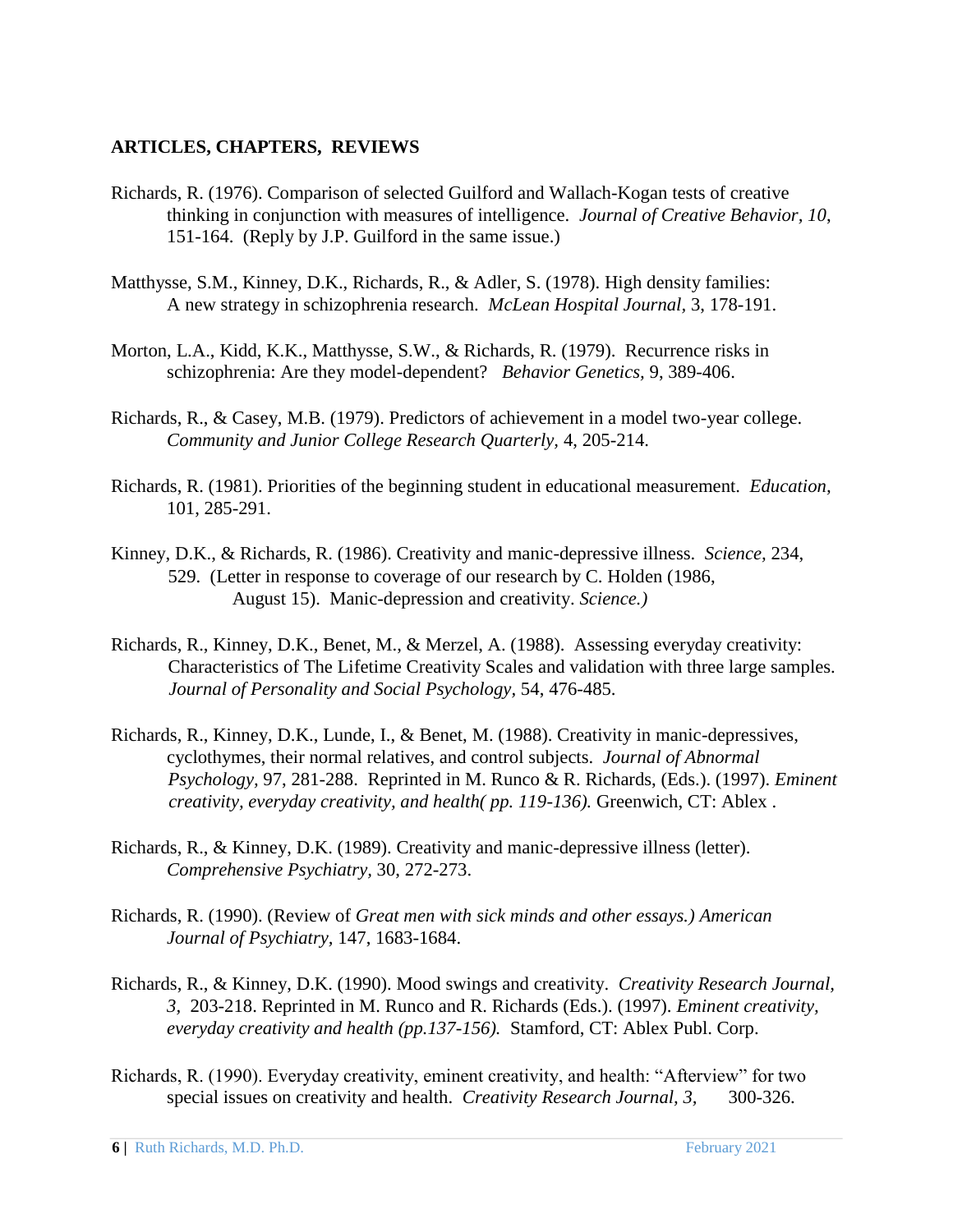**ARTICLES, CHAPTERS, REVIEWS**

Richards, R. (1976). Comparison of selected Guilford and Wallach-Kogan tests of creative thinking in conjunction with measures of intelligence. *Journal of Creative Behavior, 10,* 151-164. (Reply by J.P. Guilford in the same issue.)

Matthysse, S.M., Kinney, D.K., Richards, R., & Adler, S. (1978). High density families: A new strategy in schizophrenia research. *McLean Hospital Journal,* 3, 178-191.

Morton, L.A., Kidd, K.K., Matthysse, S.W., & Richards, R. (1979). Recurrence risks in schizophrenia: Are they model-dependent? *Behavior Genetics,* 9, 389-406.

Richards, R., & Casey, M.B. (1979). Predictors of achievement in a model two-year college. *Community and Junior College Research Quarterly,* 4, 205-214.

Richards, R. (1981). Priorities of the beginning student in educational measurement. *Education,* 101, 285-291.

Kinney, D.K., & Richards, R. (1986). Creativity and manic-depressive illness. *Science,* 234, 529. (Letter in response to coverage of our research by C. Holden (1986, August 15). Manic-depression and creativity. *Science.)*

Richards, R., Kinney, D.K., Benet, M., & Merzel, A. (1988). Assessing everyday creativity: Characteristics of The Lifetime Creativity Scales and validation with three large samples. *Journal of Personality and Social Psychology*, 54, 476-485.

Richards, R., Kinney, D.K., Lunde, I., & Benet, M. (1988). Creativity in manic-depressives, cyclothymes, their normal relatives, and control subjects. *Journal of Abnormal Psychology,* 97, 281-288. Reprinted in M. Runco & R. Richards, (Eds.). (1997). *Eminent creativity, everyday creativity, and health( pp. 119-136).* Greenwich, CT: Ablex .

Richards, R., & Kinney, D.K. (1989). Creativity and manic-depressive illness (letter). *Comprehensive Psychiatry,* 30, 272-273.

Richards, R. (1990). (Review of *Great men with sick minds and other essays.) American Journal of Psychiatry*, 147, 1683-1684.

Richards, R., & Kinney, D.K. (1990). Mood swings and creativity. *Creativity Research Journal, 3,* 203-218. Reprinted in M. Runco and R. Richards (Eds.). (1997). *Eminent creativity, everyday creativity and health (pp.137-156).* Stamford, CT: Ablex Publ. Corp.

Richards, R. (1990). Everyday creativity, eminent creativity, and health: "Afterview" for two special issues on creativity and health. *Creativity Research Journal, 3,* 300-326.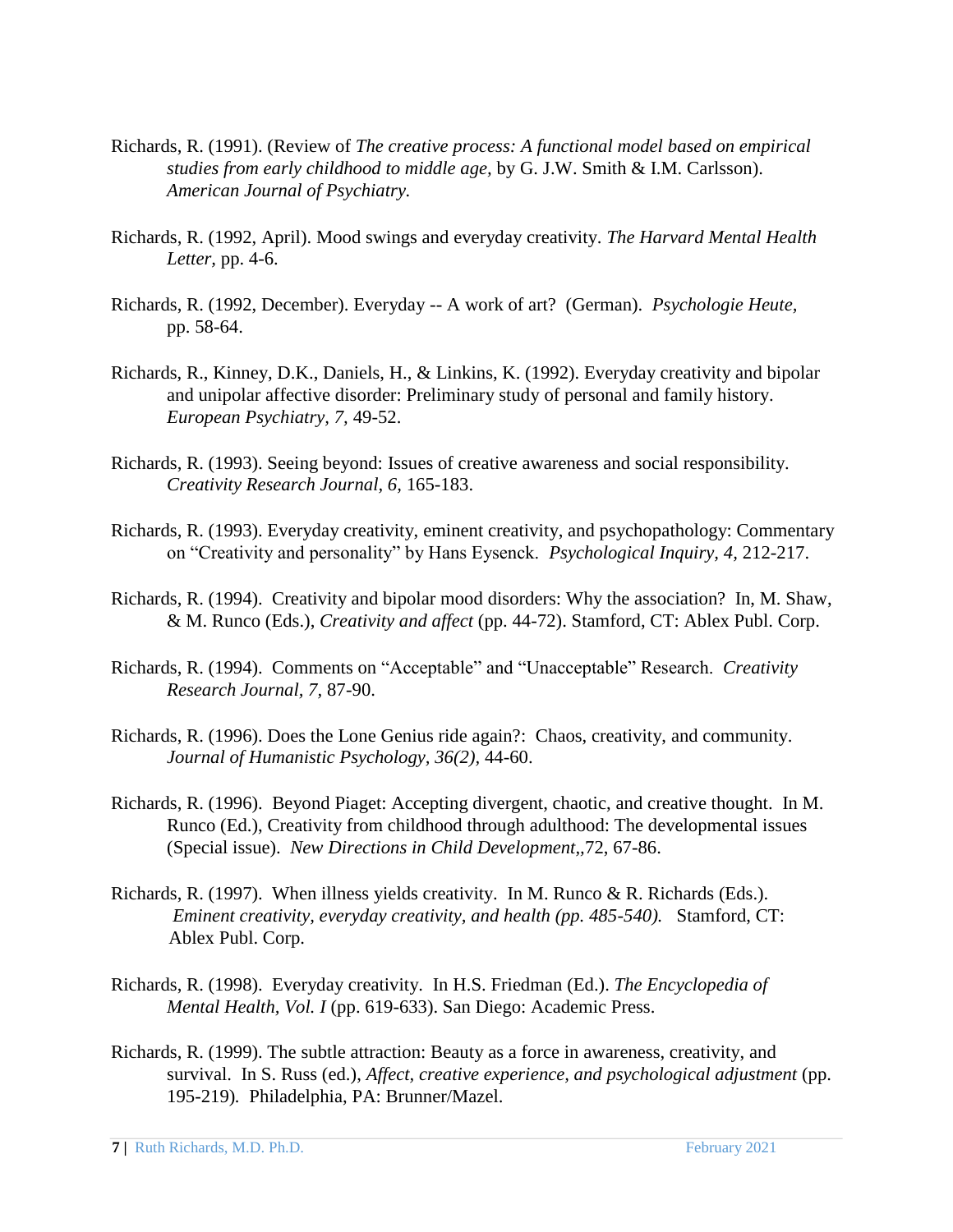Richards, R. (1991). (Review of *The creative process: A functional model based on empirical studies from early childhood to middle age,* by G. J.W. Smith & I.M. Carlsson). *American Journal of Psychiatry.*

Richards, R. (1992, April). Mood swings and everyday creativity. *The Harvard Mental Health Letter,* pp. 4-6.

Richards, R. (1992, December). Everyday -- A work of art? (German). *Psychologie Heute,* pp. 58-64.

Richards, R., Kinney, D.K., Daniels, H., & Linkins, K. (1992). Everyday creativity and bipolar and unipolar affective disorder: Preliminary study of personal and family history. *European Psychiatry, 7,* 49-52.

Richards, R. (1993). Seeing beyond: Issues of creative awareness and social responsibility. *Creativity Research Journal, 6,* 165-183.

Richards, R. (1993). Everyday creativity, eminent creativity, and psychopathology: Commentary on "Creativity and personality" by Hans Eysenck. *Psychological Inquiry, 4,* 212-217.

Richards, R. (1994). Creativity and bipolar mood disorders: Why the association? In, M. Shaw, & M. Runco (Eds.), *Creativity and affect* (pp. 44-72). Stamford, CT: Ablex Publ. Corp.

Richards, R. (1994). Comments on "Acceptable" and "Unacceptable" Research. *Creativity Research Journal, 7,* 87-90.

Richards, R. (1996). Does the Lone Genius ride again?: Chaos, creativity, and community. *Journal of Humanistic Psychology, 36(2),* 44-60.

Richards, R. (1996). Beyond Piaget: Accepting divergent, chaotic, and creative thought. In M. Runco (Ed.), Creativity from childhood through adulthood: The developmental issues (Special issue). *New Directions in Child Development*,,72, 67-86.

Richards, R. (1997). When illness yields creativity. In M. Runco & R. Richards (Eds.). *Eminent creativity, everyday creativity, and health (pp. 485-540).* Stamford, CT: Ablex Publ. Corp.

Richards, R. (1998). Everyday creativity. In H.S. Friedman (Ed.). *The Encyclopedia of Mental Health, Vol. I* (pp. 619-633). San Diego: Academic Press.

Richards, R. (1999). The subtle attraction: Beauty as a force in awareness, creativity, and survival. In S. Russ (ed.), *Affect, creative experience, and psychological adjustment* (pp. 195-219). Philadelphia, PA: Brunner/Mazel.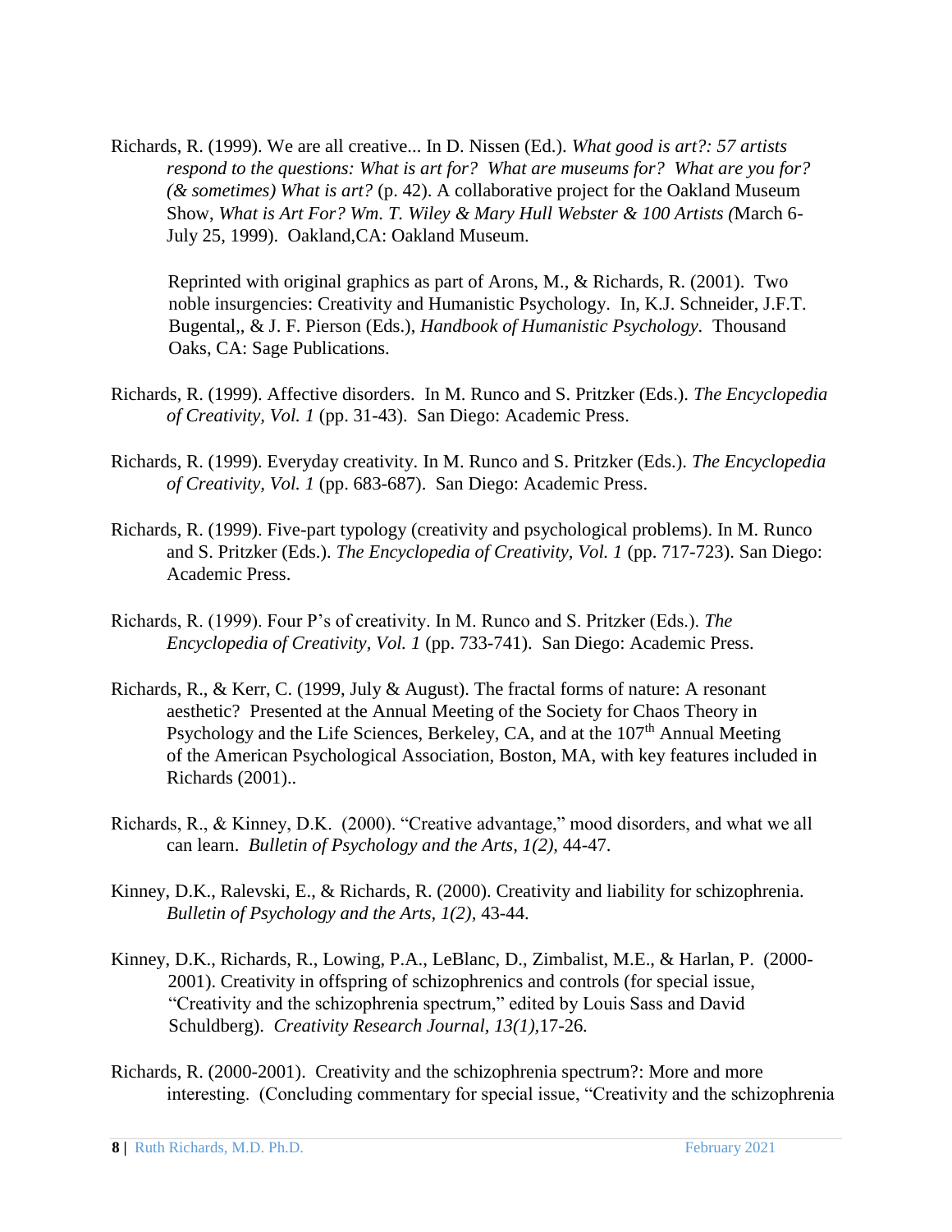Richards, R. (1999). We are all creative... In D. Nissen (Ed.). *What good is art?: 57 artists respond to the questions: What is art for? What are museums for? What are you for? (& sometimes) What is art?* (p. 42). A collaborative project for the Oakland Museum Show, *What is Art For? Wm. T. Wiley & Mary Hull Webster & 100 Artists (*March 6-July 25, 1999). Oakland,CA: Oakland Museum.

Reprinted with original graphics as part of Arons, M., & Richards, R. (2001). Two noble insurgencies: Creativity and Humanistic Psychology. In, K.J. Schneider, J.F.T. Bugental,, & J. F. Pierson (Eds.), *Handbook of Humanistic Psychology*. Thousand Oaks, CA: Sage Publications.

Richards, R. (1999). Affective disorders. In M. Runco and S. Pritzker (Eds.). *The Encyclopedia of Creativity, Vol. 1* (pp. 31-43). San Diego: Academic Press.

Richards, R. (1999). Everyday creativity. In M. Runco and S. Pritzker (Eds.). *The Encyclopedia of Creativity, Vol. 1* (pp. 683-687). San Diego: Academic Press.

Richards, R. (1999). Five-part typology (creativity and psychological problems). In M. Runco and S. Pritzker (Eds.). *The Encyclopedia of Creativity, Vol. 1* (pp. 717-723). San Diego: Academic Press.

Richards, R. (1999). Four P's of creativity. In M. Runco and S. Pritzker (Eds.). *The Encyclopedia of Creativity, Vol. 1* (pp. 733-741). San Diego: Academic Press.

Richards, R., & Kerr, C. (1999, July & August). The fractal forms of nature: A resonant aesthetic? Presented at the Annual Meeting of the Society for Chaos Theory in Psychology and the Life Sciences, Berkeley, CA, and at the 107th Annual Meeting of the American Psychological Association, Boston, MA, with key features included in Richards (2001)..

Richards, R., & Kinney, D.K. (2000). "Creative advantage," mood disorders, and what we all can learn. *Bulletin of Psychology and the Arts, 1(2),* 44-47.

Kinney, D.K., Ralevski, E., & Richards, R. (2000). Creativity and liability for schizophrenia. *Bulletin of Psychology and the Arts, 1(2),* 43-44.

Kinney, D.K., Richards, R., Lowing, P.A., LeBlanc, D., Zimbalist, M.E., & Harlan, P. (2000-2001). Creativity in offspring of schizophrenics and controls (for special issue, "Creativity and the schizophrenia spectrum," edited by Louis Sass and David Schuldberg). *Creativity Research Journal, 13(1),*17-26.

Richards, R. (2000-2001). Creativity and the schizophrenia spectrum?: More and more interesting. (Concluding commentary for special issue, "Creativity and the schizophrenia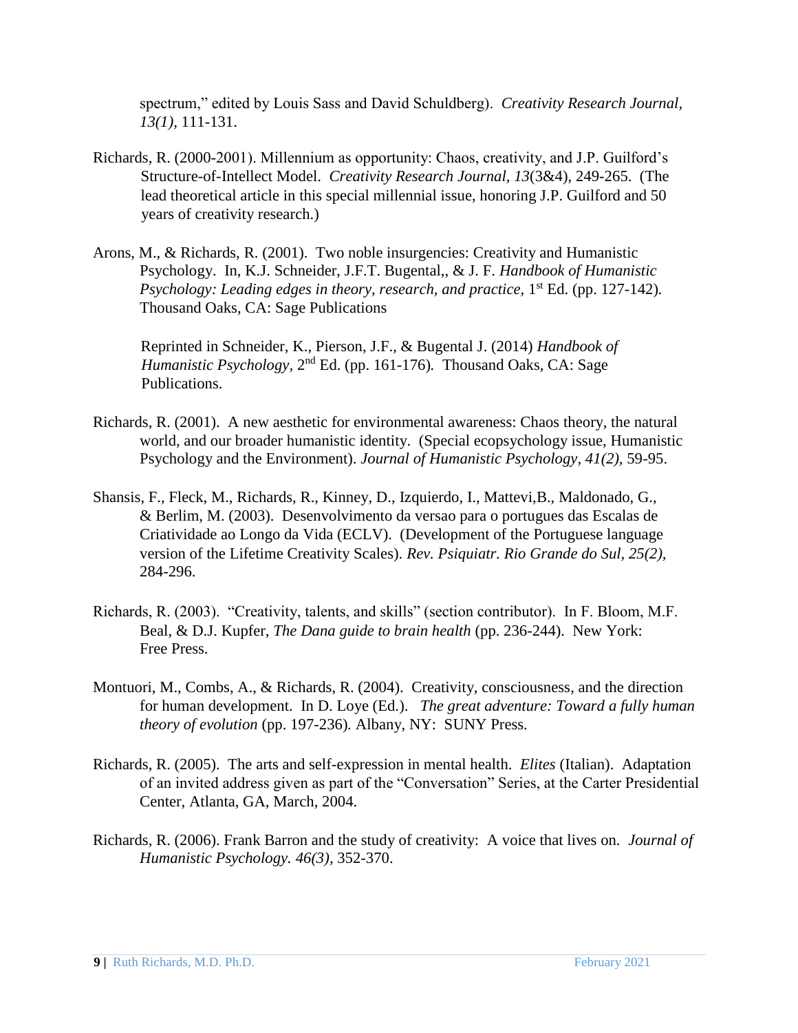spectrum," edited by Louis Sass and David Schuldberg). *Creativity Research Journal, 13(1),* 111-131.

Richards, R. (2000-2001). Millennium as opportunity: Chaos, creativity, and J.P. Guilford's Structure-of-Intellect Model. *Creativity Research Journal, 13*(3&4), 249-265. (The lead theoretical article in this special millennial issue, honoring J.P. Guilford and 50 years of creativity research.)

Arons, M., & Richards, R. (2001). Two noble insurgencies: Creativity and Humanistic Psychology. In, K.J. Schneider, J.F.T. Bugental,, & J. F. *Handbook of Humanistic Psychology: Leading edges in theory, research, and practice,* 1st Ed. (pp. 127-142)*.* Thousand Oaks, CA: Sage Publications

Reprinted in Schneider, K., Pierson, J.F., & Bugental J. (2014) *Handbook of Humanistic Psychology,* 2nd Ed. (pp. 161-176)*.* Thousand Oaks, CA: Sage Publications.

Richards, R. (2001). A new aesthetic for environmental awareness: Chaos theory, the natural world, and our broader humanistic identity. (Special ecopsychology issue, Humanistic Psychology and the Environment). *Journal of Humanistic Psychology, 41(2),* 59-95.

Shansis, F., Fleck, M., Richards, R., Kinney, D., Izquierdo, I., Mattevi,B., Maldonado, G., & Berlim, M. (2003). Desenvolvimento da versao para o portugues das Escalas de Criatividade ao Longo da Vida (ECLV). (Development of the Portuguese language version of the Lifetime Creativity Scales). *Rev. Psiquiatr. Rio Grande do Sul, 25(2),* 284-296.

Richards, R. (2003). "Creativity, talents, and skills" (section contributor). In F. Bloom, M.F. Beal, & D.J. Kupfer, *The Dana guide to brain health* (pp. 236-244). New York: Free Press.

Montuori, M., Combs, A., & Richards, R. (2004). Creativity, consciousness, and the direction for human development. In D. Loye (Ed.). *The great adventure: Toward a fully human theory of evolution* (pp. 197-236)*.* Albany, NY: SUNY Press.

Richards, R. (2005). The arts and self-expression in mental health. *Elites* (Italian). Adaptation of an invited address given as part of the "Conversation" Series, at the Carter Presidential Center, Atlanta, GA, March, 2004.

Richards, R. (2006). Frank Barron and the study of creativity: A voice that lives on. *Journal of Humanistic Psychology. 46(3),* 352-370.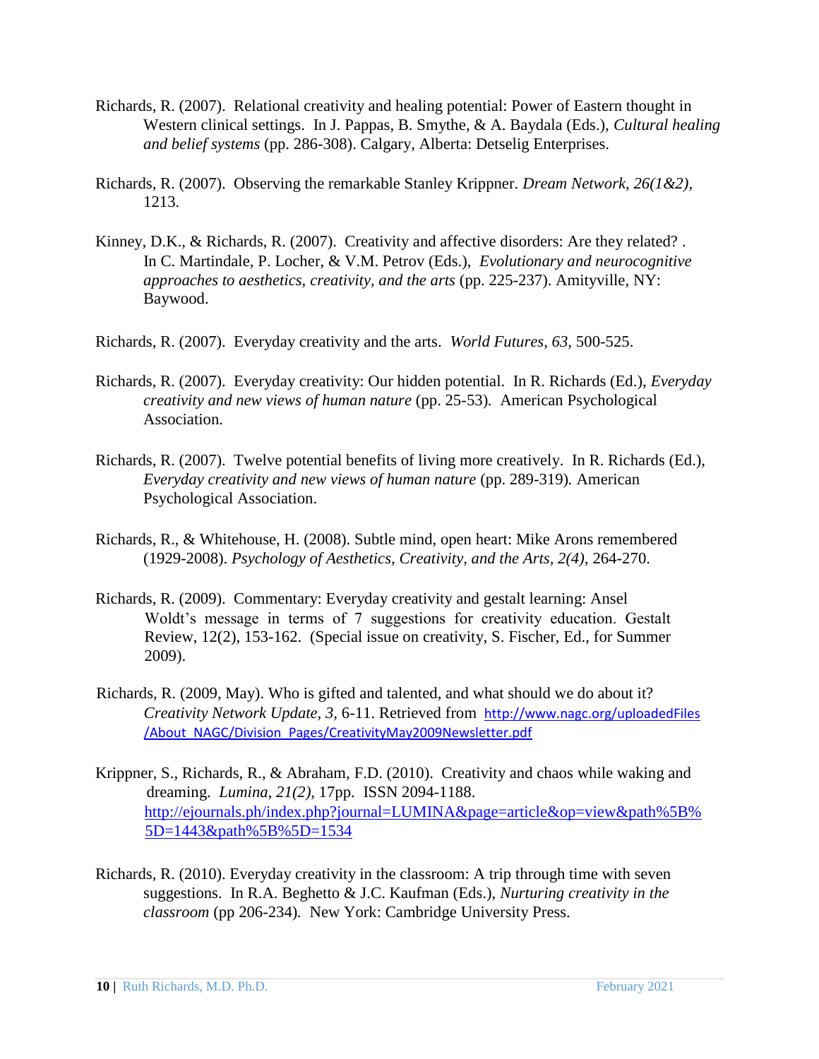Richards, R. (2007). Relational creativity and healing potential: Power of Eastern thought in Western clinical settings. In J. Pappas, B. Smythe, & A. Baydala (Eds.), *Cultural healing and belief systems* (pp. 286-308). Calgary, Alberta: Detselig Enterprises.

Richards, R. (2007). Observing the remarkable Stanley Krippner. *Dream Network, 26(1&2),* 1213.

Kinney, D.K., & Richards, R. (2007). Creativity and affective disorders: Are they related? . In C. Martindale, P. Locher, & V.M. Petrov (Eds.), *Evolutionary and neurocognitive approaches to aesthetics, creativity, and the arts* (pp. 225-237). Amityville, NY: Baywood.

Richards, R. (2007). Everyday creativity and the arts. *World Futures, 63,* 500-525.

Richards, R. (2007). Everyday creativity: Our hidden potential. In R. Richards (Ed.), *Everyday creativity and new views of human nature* (pp. 25-53). American Psychological Association.

Richards, R. (2007). Twelve potential benefits of living more creatively. In R. Richards (Ed.), *Everyday creativity and new views of human nature* (pp. 289-319). American Psychological Association.

Richards, R., & Whitehouse, H. (2008). Subtle mind, open heart: Mike Arons remembered (1929-2008). *Psychology of Aesthetics, Creativity, and the Arts, 2(4),* 264-270.

Richards, R. (2009). Commentary: Everyday creativity and gestalt learning: Ansel Woldt's message in terms of 7 suggestions for creativity education. Gestalt Review, 12(2), 153-162. (Special issue on creativity, S. Fischer, Ed., for Summer 2009).

Richards, R. (2009, May). Who is gifted and talented, and what should we do about it? *Creativity Network Update, 3,* 6-11. Retrieved from http://www.nagc.org/uploadedFiles/About_NAGC/Division_Pages/CreativityMay2009Newsletter.pdf

Krippner, S., Richards, R., & Abraham, F.D. (2010). Creativity and chaos while waking and dreaming. *Lumina*, *21(2)*, 17pp. ISSN 2094-1188. http://ejournals.ph/index.php?journal=LUMINA&page=article&op=view&path%5B%5D=1443&path%5B%5D=1534

Richards, R. (2010). Everyday creativity in the classroom: A trip through time with seven suggestions. In R.A. Beghetto & J.C. Kaufman (Eds.), *Nurturing creativity in the classroom* (pp 206-234). New York: Cambridge University Press.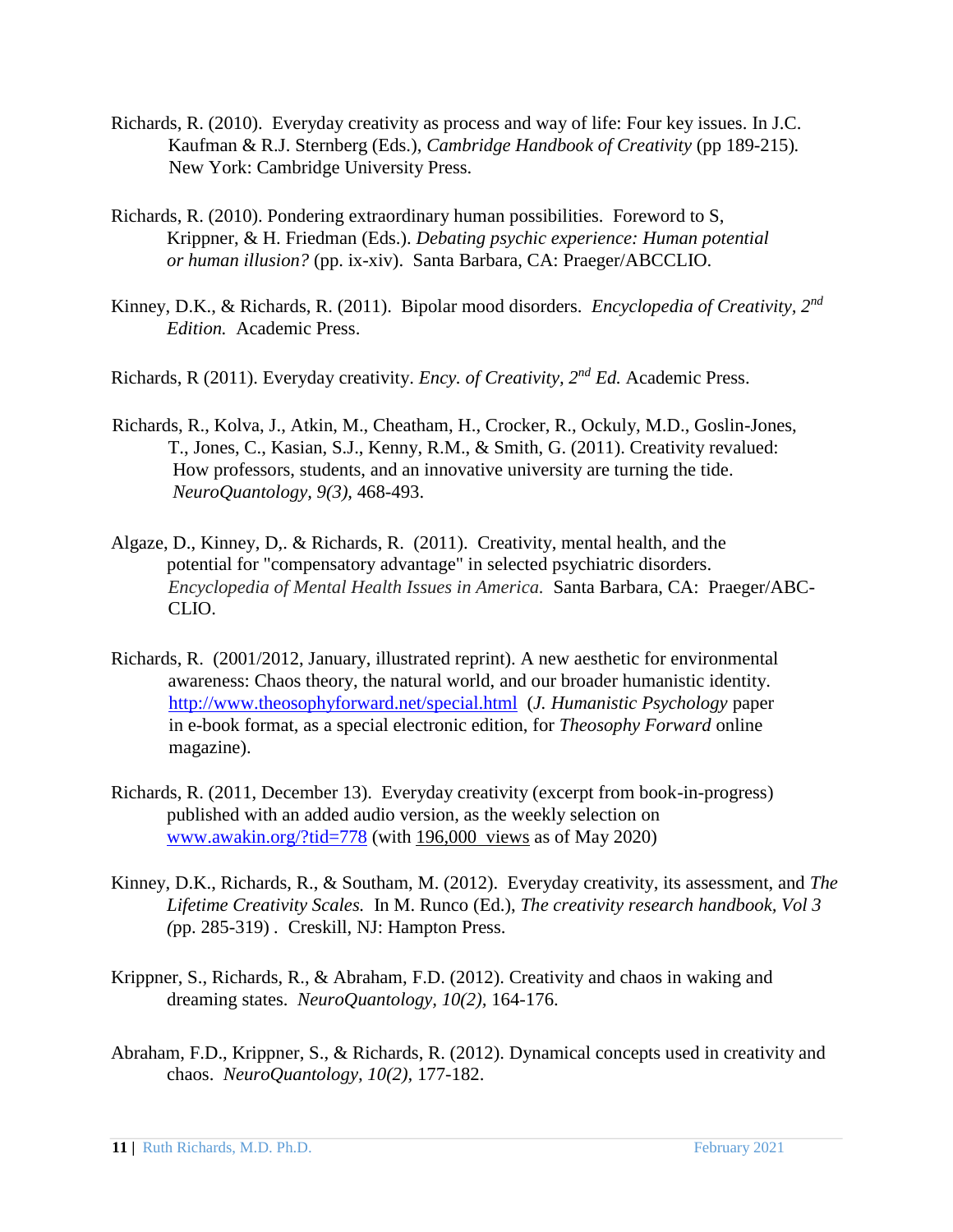Richards, R. (2010). Everyday creativity as process and way of life: Four key issues. In J.C. Kaufman & R.J. Sternberg (Eds.), *Cambridge Handbook of Creativity* (pp 189-215). New York: Cambridge University Press.

Richards, R. (2010). Pondering extraordinary human possibilities. Foreword to S, Krippner, & H. Friedman (Eds.). *Debating psychic experience: Human potential or human illusion?* (pp. ix-xiv). Santa Barbara, CA: Praeger/ABCCLIO.

Kinney, D.K., & Richards, R. (2011). Bipolar mood disorders. *Encyclopedia of Creativity, 2nd Edition.* Academic Press.

Richards, R (2011). Everyday creativity. *Ency. of Creativity, 2nd Ed.* Academic Press.

Richards, R., Kolva, J., Atkin, M., Cheatham, H., Crocker, R., Ockuly, M.D., Goslin-Jones, T., Jones, C., Kasian, S.J., Kenny, R.M., & Smith, G. (2011). Creativity revalued: How professors, students, and an innovative university are turning the tide. *NeuroQuantology, 9(3)*, 468-493.

Algaze, D., Kinney, D,. & Richards, R. (2011). Creativity, mental health, and the potential for "compensatory advantage" in selected psychiatric disorders. *Encyclopedia of Mental Health Issues in America.* Santa Barbara, CA: Praeger/ABC-CLIO.

Richards, R. (2001/2012, January, illustrated reprint). A new aesthetic for environmental awareness: Chaos theory, the natural world, and our broader humanistic identity. http://www.theosophyforward.net/special.html (*J. Humanistic Psychology* paper in e-book format, as a special electronic edition, for *Theosophy Forward* online magazine).

Richards, R. (2011, December 13). Everyday creativity (excerpt from book-in-progress) published with an added audio version, as the weekly selection on www.awakin.org/?tid=778 (with 196,000 views as of May 2020)

Kinney, D.K., Richards, R., & Southam, M. (2012). Everyday creativity, its assessment, and *The Lifetime Creativity Scales.* In M. Runco (Ed.), *The creativity research handbook, Vol 3* (pp. 285-319) . Creskill, NJ: Hampton Press.

Krippner, S., Richards, R., & Abraham, F.D. (2012). Creativity and chaos in waking and dreaming states. *NeuroQuantology, 10(2)*, 164-176.

Abraham, F.D., Krippner, S., & Richards, R. (2012). Dynamical concepts used in creativity and chaos. *NeuroQuantology, 10(2)*, 177-182.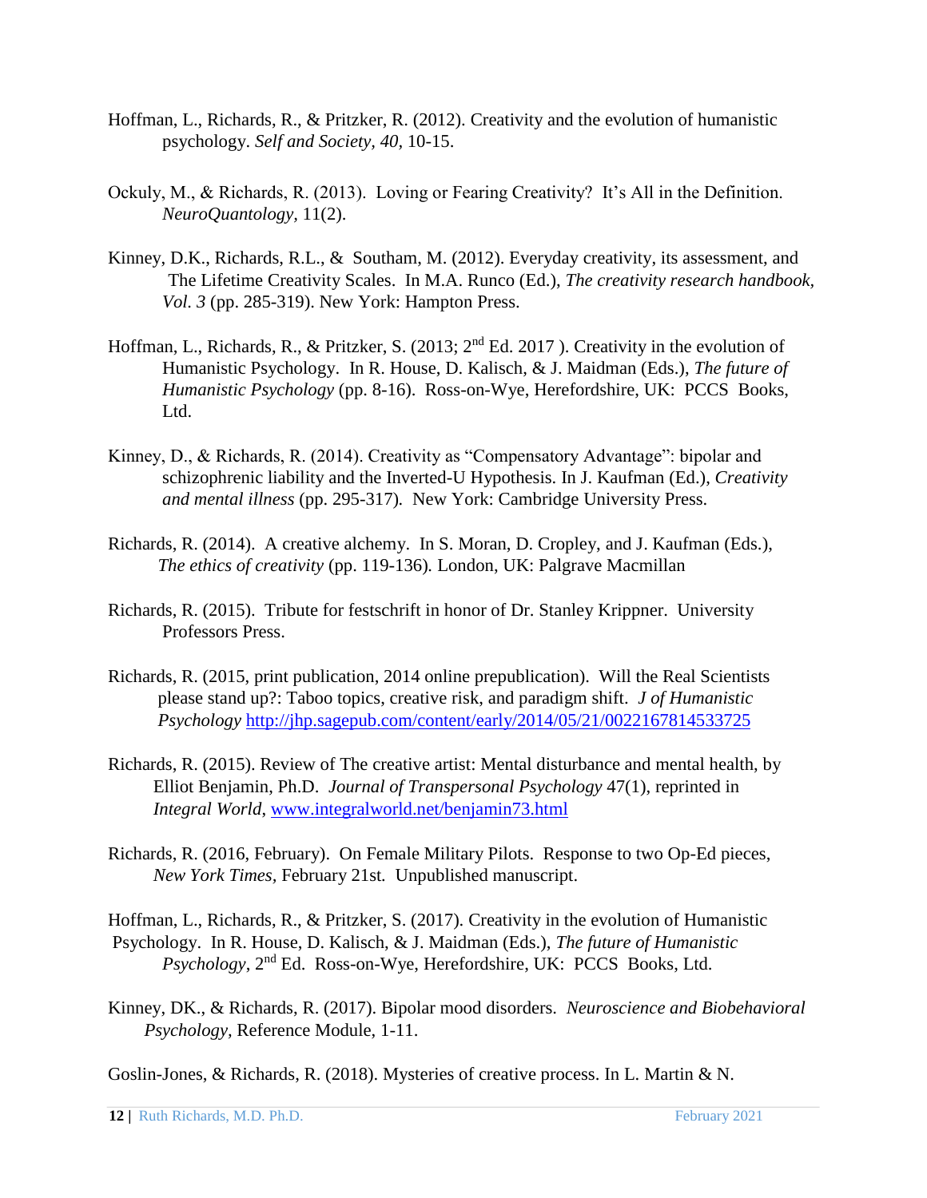Hoffman, L., Richards, R., & Pritzker, R. (2012). Creativity and the evolution of humanistic psychology. *Self and Society, 40,* 10-15.

Ockuly, M., & Richards, R. (2013). Loving or Fearing Creativity? It's All in the Definition. *NeuroQuantology,* 11(2).

Kinney, D.K., Richards, R.L., & Southam, M. (2012). Everyday creativity, its assessment, and The Lifetime Creativity Scales. In M.A. Runco (Ed.), *The creativity research handbook, Vol. 3* (pp. 285-319). New York: Hampton Press.

Hoffman, L., Richards, R., & Pritzker, S. (2013; 2nd Ed. 2017 ). Creativity in the evolution of Humanistic Psychology. In R. House, D. Kalisch, & J. Maidman (Eds.), *The future of Humanistic Psychology* (pp. 8-16). Ross-on-Wye, Herefordshire, UK: PCCS Books, Ltd.

Kinney, D., & Richards, R. (2014). Creativity as "Compensatory Advantage": bipolar and schizophrenic liability and the Inverted-U Hypothesis. In J. Kaufman (Ed.), *Creativity and mental illness* (pp. 295-317). New York: Cambridge University Press.

Richards, R. (2014). A creative alchemy. In S. Moran, D. Cropley, and J. Kaufman (Eds.), *The ethics of creativity* (pp. 119-136). London, UK: Palgrave Macmillan

Richards, R. (2015). Tribute for festschrift in honor of Dr. Stanley Krippner. University Professors Press.

Richards, R. (2015, print publication, 2014 online prepublication). Will the Real Scientists please stand up?: Taboo topics, creative risk, and paradigm shift. *J of Humanistic Psychology* http://jhp.sagepub.com/content/early/2014/05/21/0022167814533725

Richards, R. (2015). Review of The creative artist: Mental disturbance and mental health, by Elliot Benjamin, Ph.D. *Journal of Transpersonal Psychology* 47(1), reprinted in *Integral World*, www.integralworld.net/benjamin73.html

Richards, R. (2016, February). On Female Military Pilots. Response to two Op-Ed pieces, *New York Times,* February 21st. Unpublished manuscript.

Hoffman, L., Richards, R., & Pritzker, S. (2017). Creativity in the evolution of Humanistic Psychology. In R. House, D. Kalisch, & J. Maidman (Eds.), *The future of Humanistic Psychology*, 2nd Ed. Ross-on-Wye, Herefordshire, UK: PCCS Books, Ltd.

Kinney, DK., & Richards, R. (2017). Bipolar mood disorders. *Neuroscience and Biobehavioral Psychology,* Reference Module, 1-11.

Goslin-Jones, & Richards, R. (2018). Mysteries of creative process. In L. Martin & N.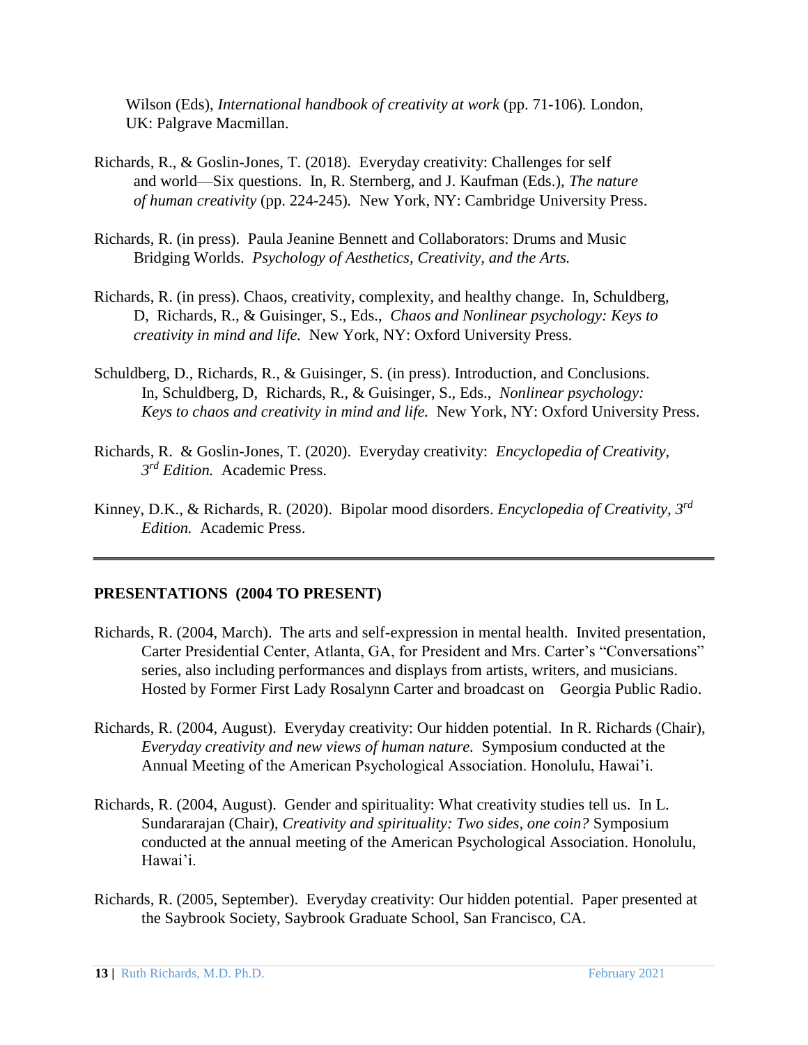Wilson (Eds), *International handbook of creativity at work* (pp. 71-106). London, UK: Palgrave Macmillan.

Richards, R., & Goslin-Jones, T. (2018). Everyday creativity: Challenges for self and world—Six questions. In, R. Sternberg, and J. Kaufman (Eds.), *The nature of human creativity* (pp. 224-245). New York, NY: Cambridge University Press.

Richards, R. (in press). Paula Jeanine Bennett and Collaborators: Drums and Music Bridging Worlds. *Psychology of Aesthetics, Creativity, and the Arts.*

Richards, R. (in press). Chaos, creativity, complexity, and healthy change. In, Schuldberg, D, Richards, R., & Guisinger, S., Eds., *Chaos and Nonlinear psychology: Keys to creativity in mind and life.* New York, NY: Oxford University Press.

Schuldberg, D., Richards, R., & Guisinger, S. (in press). Introduction, and Conclusions. In, Schuldberg, D, Richards, R., & Guisinger, S., Eds., *Nonlinear psychology: Keys to chaos and creativity in mind and life.* New York, NY: Oxford University Press.

Richards, R. & Goslin-Jones, T. (2020). Everyday creativity: *Encyclopedia of Creativity, 3rd Edition.* Academic Press.

Kinney, D.K., & Richards, R. (2020). Bipolar mood disorders. *Encyclopedia of Creativity, 3rd Edition.* Academic Press.

---

## PRESENTATIONS (2004 TO PRESENT)

Richards, R. (2004, March). The arts and self-expression in mental health. Invited presentation, Carter Presidential Center, Atlanta, GA, for President and Mrs. Carter's "Conversations" series, also including performances and displays from artists, writers, and musicians. Hosted by Former First Lady Rosalynn Carter and broadcast on Georgia Public Radio.

Richards, R. (2004, August). Everyday creativity: Our hidden potential. In R. Richards (Chair), *Everyday creativity and new views of human nature.* Symposium conducted at the Annual Meeting of the American Psychological Association. Honolulu, Hawai'i.

Richards, R. (2004, August). Gender and spirituality: What creativity studies tell us. In L. Sundararajan (Chair), *Creativity and spirituality: Two sides, one coin?* Symposium conducted at the annual meeting of the American Psychological Association. Honolulu, Hawai'i.

Richards, R. (2005, September). Everyday creativity: Our hidden potential. Paper presented at the Saybrook Society, Saybrook Graduate School, San Francisco, CA.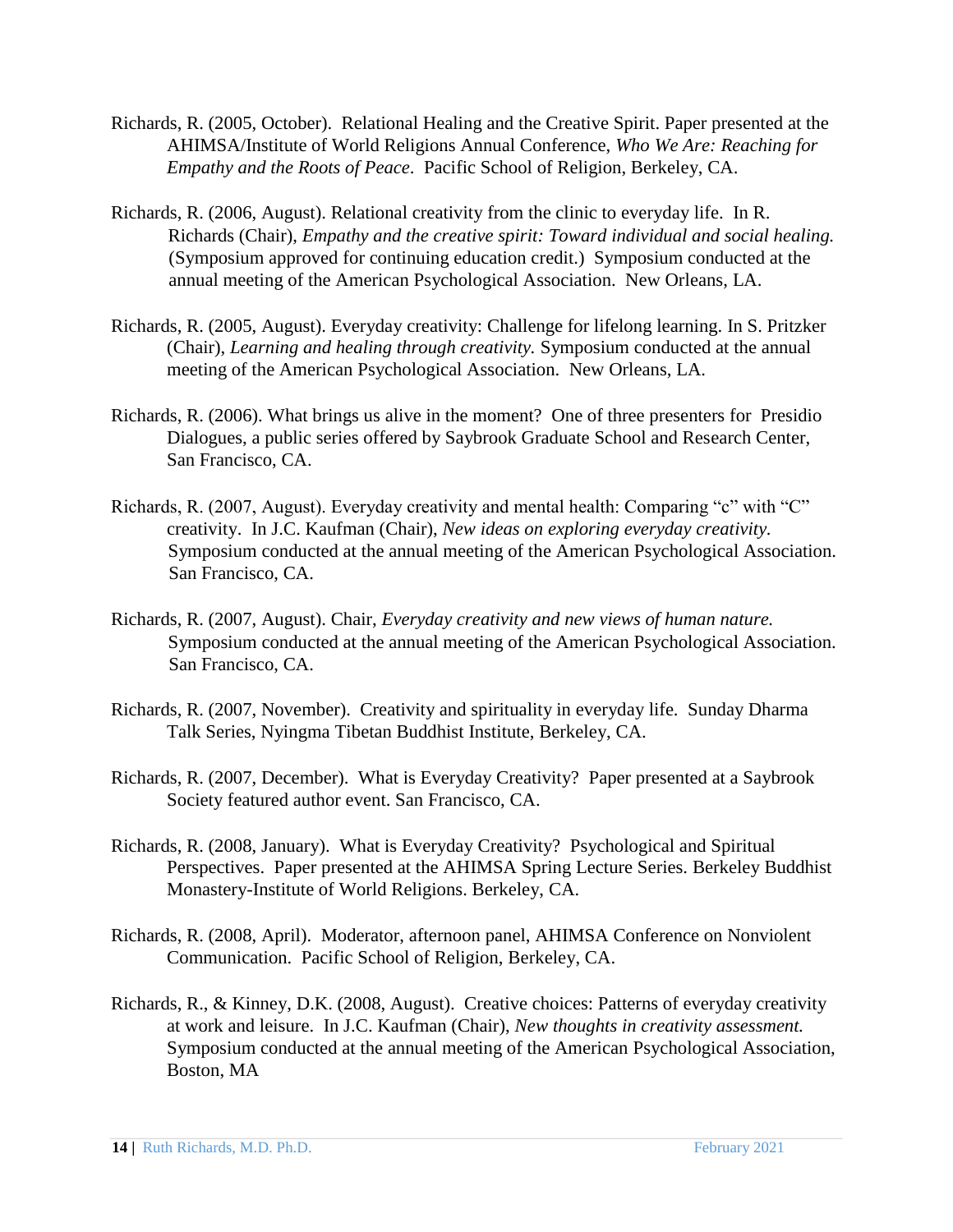Richards, R. (2005, October). Relational Healing and the Creative Spirit. Paper presented at the AHIMSA/Institute of World Religions Annual Conference, *Who We Are: Reaching for Empathy and the Roots of Peace*. Pacific School of Religion, Berkeley, CA.

Richards, R. (2006, August). Relational creativity from the clinic to everyday life. In R. Richards (Chair), *Empathy and the creative spirit: Toward individual and social healing.* (Symposium approved for continuing education credit.) Symposium conducted at the annual meeting of the American Psychological Association. New Orleans, LA.

Richards, R. (2005, August). Everyday creativity: Challenge for lifelong learning. In S. Pritzker (Chair), *Learning and healing through creativity.* Symposium conducted at the annual meeting of the American Psychological Association. New Orleans, LA.

Richards, R. (2006). What brings us alive in the moment? One of three presenters for Presidio Dialogues, a public series offered by Saybrook Graduate School and Research Center, San Francisco, CA.

Richards, R. (2007, August). Everyday creativity and mental health: Comparing "c" with "C" creativity. In J.C. Kaufman (Chair), *New ideas on exploring everyday creativity.* Symposium conducted at the annual meeting of the American Psychological Association. San Francisco, CA.

Richards, R. (2007, August). Chair, *Everyday creativity and new views of human nature.* Symposium conducted at the annual meeting of the American Psychological Association. San Francisco, CA.

Richards, R. (2007, November). Creativity and spirituality in everyday life. Sunday Dharma Talk Series, Nyingma Tibetan Buddhist Institute, Berkeley, CA.

Richards, R. (2007, December). What is Everyday Creativity? Paper presented at a Saybrook Society featured author event. San Francisco, CA.

Richards, R. (2008, January). What is Everyday Creativity? Psychological and Spiritual Perspectives. Paper presented at the AHIMSA Spring Lecture Series. Berkeley Buddhist Monastery-Institute of World Religions. Berkeley, CA.

Richards, R. (2008, April). Moderator, afternoon panel, AHIMSA Conference on Nonviolent Communication. Pacific School of Religion, Berkeley, CA.

Richards, R., & Kinney, D.K. (2008, August). Creative choices: Patterns of everyday creativity at work and leisure. In J.C. Kaufman (Chair), *New thoughts in creativity assessment.* Symposium conducted at the annual meeting of the American Psychological Association, Boston, MA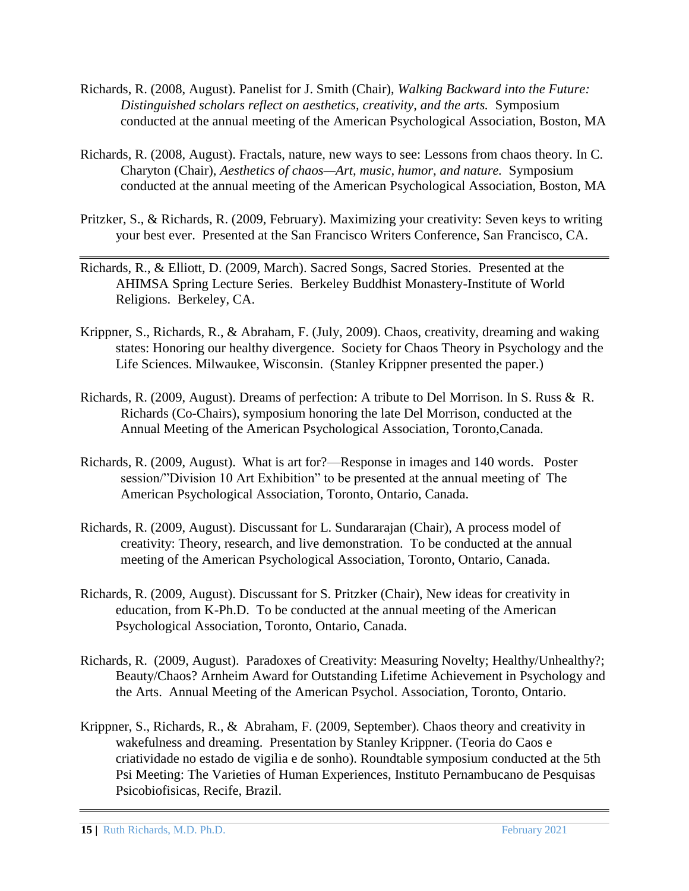Richards, R. (2008, August). Panelist for J. Smith (Chair), *Walking Backward into the Future: Distinguished scholars reflect on aesthetics, creativity, and the arts.* Symposium conducted at the annual meeting of the American Psychological Association, Boston, MA

Richards, R. (2008, August). Fractals, nature, new ways to see: Lessons from chaos theory. In C. Charyton (Chair), *Aesthetics of chaos—Art, music, humor, and nature.* Symposium conducted at the annual meeting of the American Psychological Association, Boston, MA

Pritzker, S., & Richards, R. (2009, February). Maximizing your creativity: Seven keys to writing your best ever. Presented at the San Francisco Writers Conference, San Francisco, CA.

---

Richards, R., & Elliott, D. (2009, March). Sacred Songs, Sacred Stories. Presented at the AHIMSA Spring Lecture Series. Berkeley Buddhist Monastery-Institute of World Religions. Berkeley, CA.

Krippner, S., Richards, R., & Abraham, F. (July, 2009). Chaos, creativity, dreaming and waking states: Honoring our healthy divergence. Society for Chaos Theory in Psychology and the Life Sciences. Milwaukee, Wisconsin. (Stanley Krippner presented the paper.)

Richards, R. (2009, August). Dreams of perfection: A tribute to Del Morrison. In S. Russ & R. Richards (Co-Chairs), symposium honoring the late Del Morrison, conducted at the Annual Meeting of the American Psychological Association, Toronto,Canada.

Richards, R. (2009, August). What is art for?—Response in images and 140 words. Poster session/"Division 10 Art Exhibition" to be presented at the annual meeting of The American Psychological Association, Toronto, Ontario, Canada.

Richards, R. (2009, August). Discussant for L. Sundararajan (Chair), A process model of creativity: Theory, research, and live demonstration. To be conducted at the annual meeting of the American Psychological Association, Toronto, Ontario, Canada.

Richards, R. (2009, August). Discussant for S. Pritzker (Chair), New ideas for creativity in education, from K-Ph.D. To be conducted at the annual meeting of the American Psychological Association, Toronto, Ontario, Canada.

Richards, R. (2009, August). Paradoxes of Creativity: Measuring Novelty; Healthy/Unhealthy?; Beauty/Chaos? Arnheim Award for Outstanding Lifetime Achievement in Psychology and the Arts. Annual Meeting of the American Psychol. Association, Toronto, Ontario.

Krippner, S., Richards, R., & Abraham, F. (2009, September). Chaos theory and creativity in wakefulness and dreaming. Presentation by Stanley Krippner. (Teoria do Caos e criatividade no estado de vigilia e de sonho). Roundtable symposium conducted at the 5th Psi Meeting: The Varieties of Human Experiences, Instituto Pernambucano de Pesquisas Psicobiofisicas, Recife, Brazil.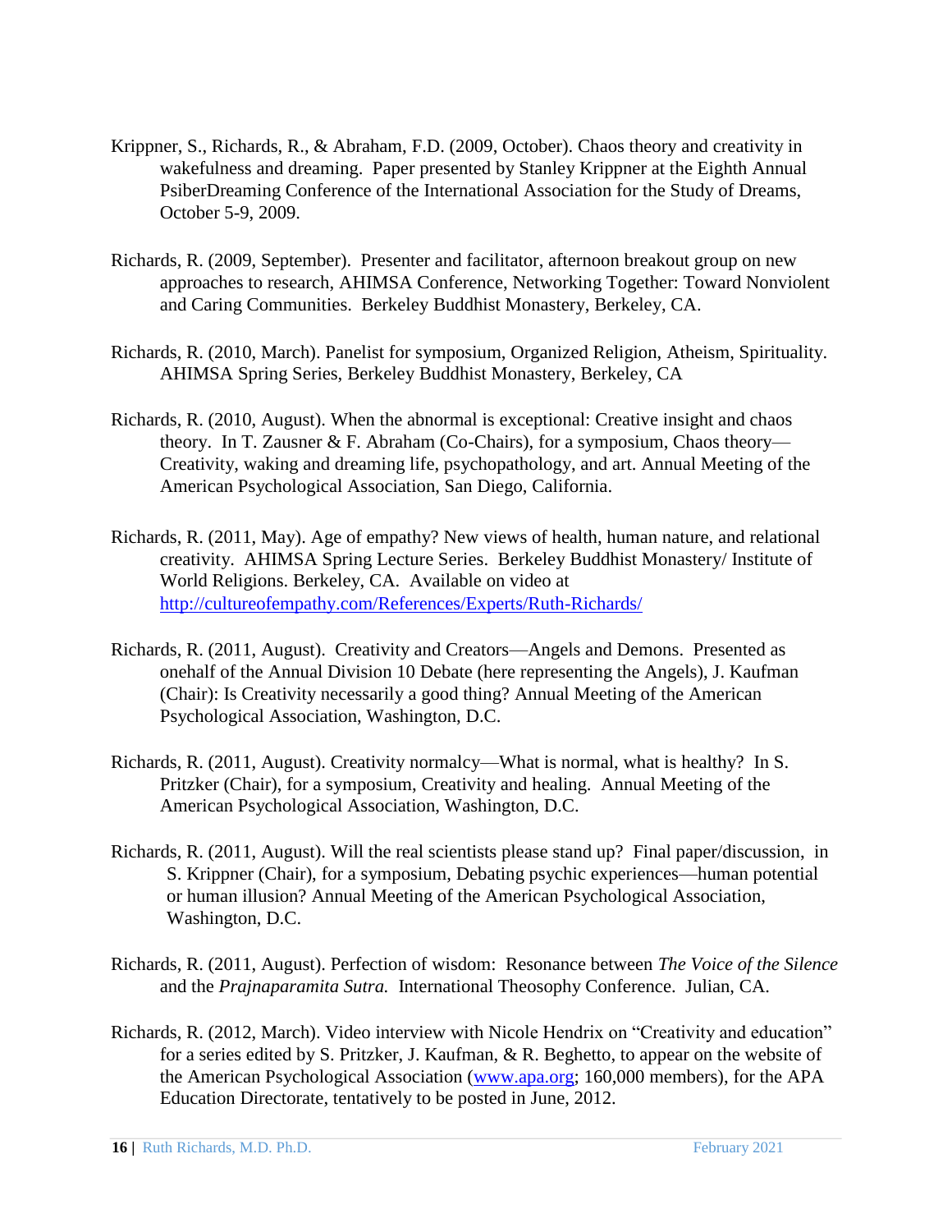Krippner, S., Richards, R., & Abraham, F.D. (2009, October). Chaos theory and creativity in wakefulness and dreaming. Paper presented by Stanley Krippner at the Eighth Annual PsiberDreaming Conference of the International Association for the Study of Dreams, October 5-9, 2009.

Richards, R. (2009, September). Presenter and facilitator, afternoon breakout group on new approaches to research, AHIMSA Conference, Networking Together: Toward Nonviolent and Caring Communities. Berkeley Buddhist Monastery, Berkeley, CA.

Richards, R. (2010, March). Panelist for symposium, Organized Religion, Atheism, Spirituality. AHIMSA Spring Series, Berkeley Buddhist Monastery, Berkeley, CA

Richards, R. (2010, August). When the abnormal is exceptional: Creative insight and chaos theory. In T. Zausner & F. Abraham (Co-Chairs), for a symposium, Chaos theory—Creativity, waking and dreaming life, psychopathology, and art. Annual Meeting of the American Psychological Association, San Diego, California.

Richards, R. (2011, May). Age of empathy? New views of health, human nature, and relational creativity. AHIMSA Spring Lecture Series. Berkeley Buddhist Monastery/ Institute of World Religions. Berkeley, CA. Available on video at [http://cultureofempathy.com/References/Experts/Ruth-Richards/](http://cultureofempathy.com/References/Experts/Ruth-Richards/)

Richards, R. (2011, August). Creativity and Creators—Angels and Demons. Presented as onehalf of the Annual Division 10 Debate (here representing the Angels), J. Kaufman (Chair): Is Creativity necessarily a good thing? Annual Meeting of the American Psychological Association, Washington, D.C.

Richards, R. (2011, August). Creativity normalcy—What is normal, what is healthy? In S. Pritzker (Chair), for a symposium, Creativity and healing. Annual Meeting of the American Psychological Association, Washington, D.C.

Richards, R. (2011, August). Will the real scientists please stand up? Final paper/discussion, in S. Krippner (Chair), for a symposium, Debating psychic experiences—human potential or human illusion? Annual Meeting of the American Psychological Association, Washington, D.C.

Richards, R. (2011, August). Perfection of wisdom: Resonance between *The Voice of the Silence* and the *Prajnaparamita Sutra.* International Theosophy Conference. Julian, CA.

Richards, R. (2012, March). Video interview with Nicole Hendrix on "Creativity and education" for a series edited by S. Pritzker, J. Kaufman, & R. Beghetto, to appear on the website of the American Psychological Association ([www.apa.org](http://www.apa.org); 160,000 members), for the APA Education Directorate, tentatively to be posted in June, 2012.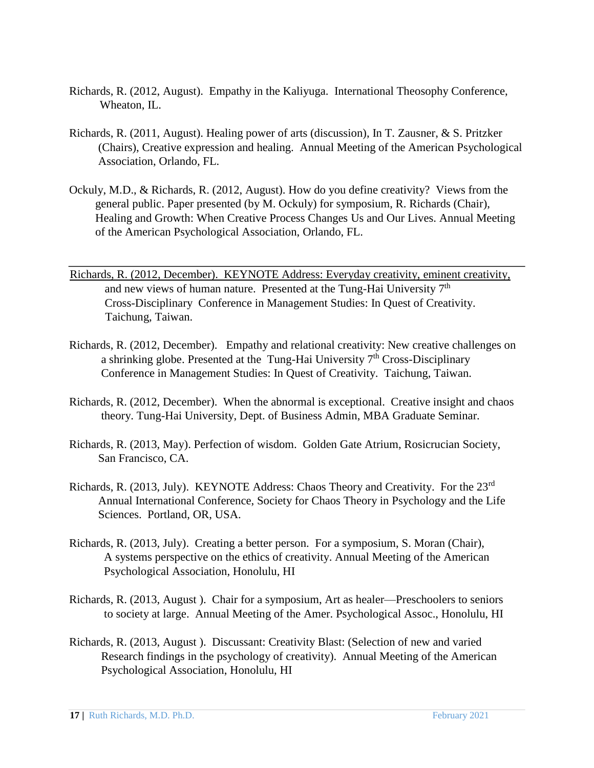Richards, R. (2012, August). Empathy in the Kaliyuga. International Theosophy Conference, Wheaton, IL.

Richards, R. (2011, August). Healing power of arts (discussion), In T. Zausner, & S. Pritzker (Chairs), Creative expression and healing. Annual Meeting of the American Psychological Association, Orlando, FL.

Ockuly, M.D., & Richards, R. (2012, August). How do you define creativity? Views from the general public. Paper presented (by M. Ockuly) for symposium, R. Richards (Chair), Healing and Growth: When Creative Process Changes Us and Our Lives. Annual Meeting of the American Psychological Association, Orlando, FL.

---

Richards, R. (2012, December). KEYNOTE Address: Everyday creativity, eminent creativity, and new views of human nature. Presented at the Tung-Hai University 7th Cross-Disciplinary Conference in Management Studies: In Quest of Creativity. Taichung, Taiwan.

Richards, R. (2012, December). Empathy and relational creativity: New creative challenges on a shrinking globe. Presented at the Tung-Hai University 7th Cross-Disciplinary Conference in Management Studies: In Quest of Creativity. Taichung, Taiwan.

Richards, R. (2012, December). When the abnormal is exceptional. Creative insight and chaos theory. Tung-Hai University, Dept. of Business Admin, MBA Graduate Seminar.

Richards, R. (2013, May). Perfection of wisdom. Golden Gate Atrium, Rosicrucian Society, San Francisco, CA.

Richards, R. (2013, July). KEYNOTE Address: Chaos Theory and Creativity. For the 23rd Annual International Conference, Society for Chaos Theory in Psychology and the Life Sciences. Portland, OR, USA.

Richards, R. (2013, July). Creating a better person. For a symposium, S. Moran (Chair), A systems perspective on the ethics of creativity. Annual Meeting of the American Psychological Association, Honolulu, HI

Richards, R. (2013, August ). Chair for a symposium, Art as healer—Preschoolers to seniors to society at large. Annual Meeting of the Amer. Psychological Assoc., Honolulu, HI

Richards, R. (2013, August ). Discussant: Creativity Blast: (Selection of new and varied Research findings in the psychology of creativity). Annual Meeting of the American Psychological Association, Honolulu, HI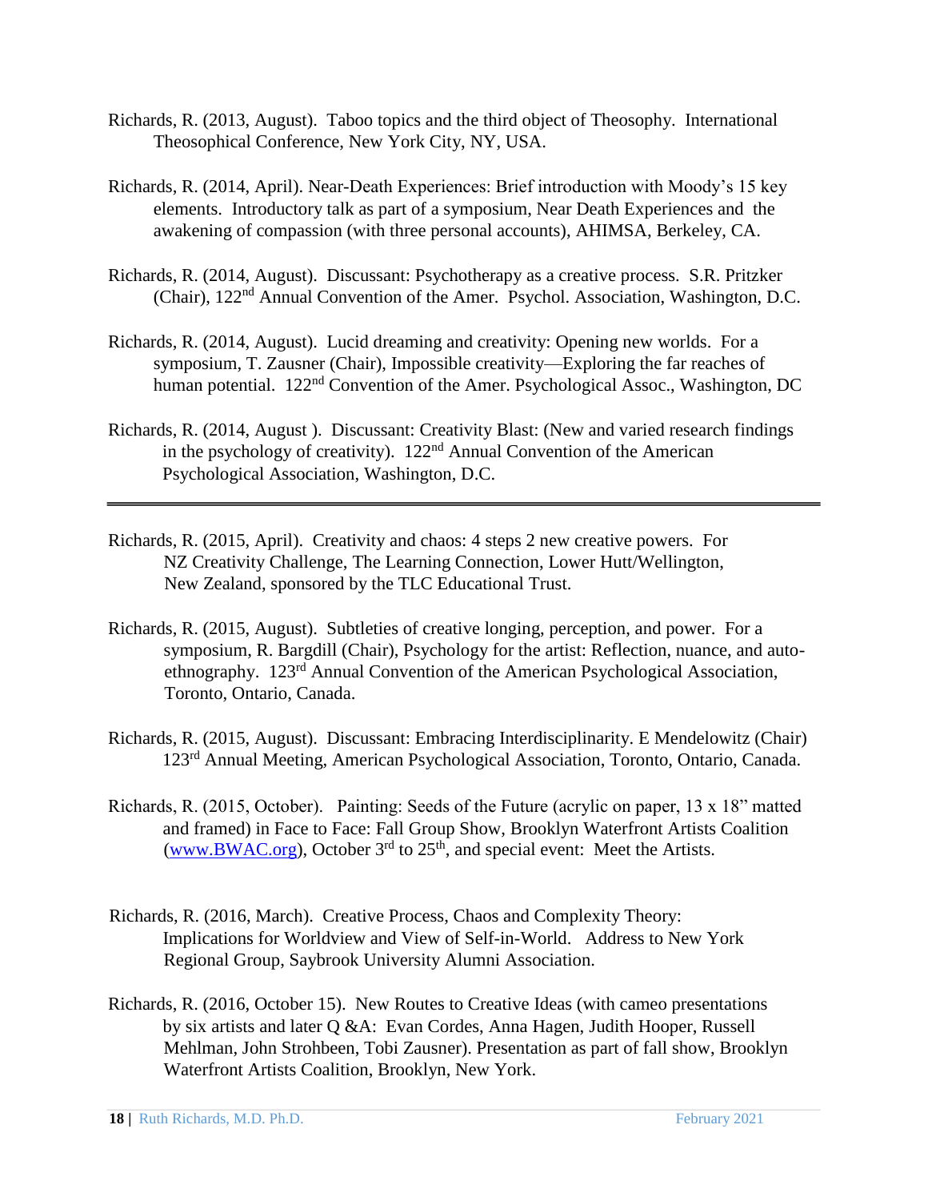Richards, R. (2013, August). Taboo topics and the third object of Theosophy. International Theosophical Conference, New York City, NY, USA.

Richards, R. (2014, April). Near-Death Experiences: Brief introduction with Moody's 15 key elements. Introductory talk as part of a symposium, Near Death Experiences and the awakening of compassion (with three personal accounts), AHIMSA, Berkeley, CA.

Richards, R. (2014, August). Discussant: Psychotherapy as a creative process. S.R. Pritzker (Chair), 122nd Annual Convention of the Amer. Psychol. Association, Washington, D.C.

Richards, R. (2014, August). Lucid dreaming and creativity: Opening new worlds. For a symposium, T. Zausner (Chair), Impossible creativity—Exploring the far reaches of human potential. 122nd Convention of the Amer. Psychological Assoc., Washington, DC

Richards, R. (2014, August ). Discussant: Creativity Blast: (New and varied research findings in the psychology of creativity). 122nd Annual Convention of the American Psychological Association, Washington, D.C.

---

Richards, R. (2015, April). Creativity and chaos: 4 steps 2 new creative powers. For NZ Creativity Challenge, The Learning Connection, Lower Hutt/Wellington, New Zealand, sponsored by the TLC Educational Trust.

Richards, R. (2015, August). Subtleties of creative longing, perception, and power. For a symposium, R. Bargdill (Chair), Psychology for the artist: Reflection, nuance, and auto-ethnography. 123rd Annual Convention of the American Psychological Association, Toronto, Ontario, Canada.

Richards, R. (2015, August). Discussant: Embracing Interdisciplinarity. E Mendelowitz (Chair) 123rd Annual Meeting, American Psychological Association, Toronto, Ontario, Canada.

Richards, R. (2015, October). Painting: Seeds of the Future (acrylic on paper, 13 x 18" matted and framed) in Face to Face: Fall Group Show, Brooklyn Waterfront Artists Coalition (www.BWAC.org), October 3rd to 25th, and special event: Meet the Artists.

Richards, R. (2016, March). Creative Process, Chaos and Complexity Theory: Implications for Worldview and View of Self-in-World. Address to New York Regional Group, Saybrook University Alumni Association.

Richards, R. (2016, October 15). New Routes to Creative Ideas (with cameo presentations by six artists and later Q &A: Evan Cordes, Anna Hagen, Judith Hooper, Russell Mehlman, John Strohbeen, Tobi Zausner). Presentation as part of fall show, Brooklyn Waterfront Artists Coalition, Brooklyn, New York.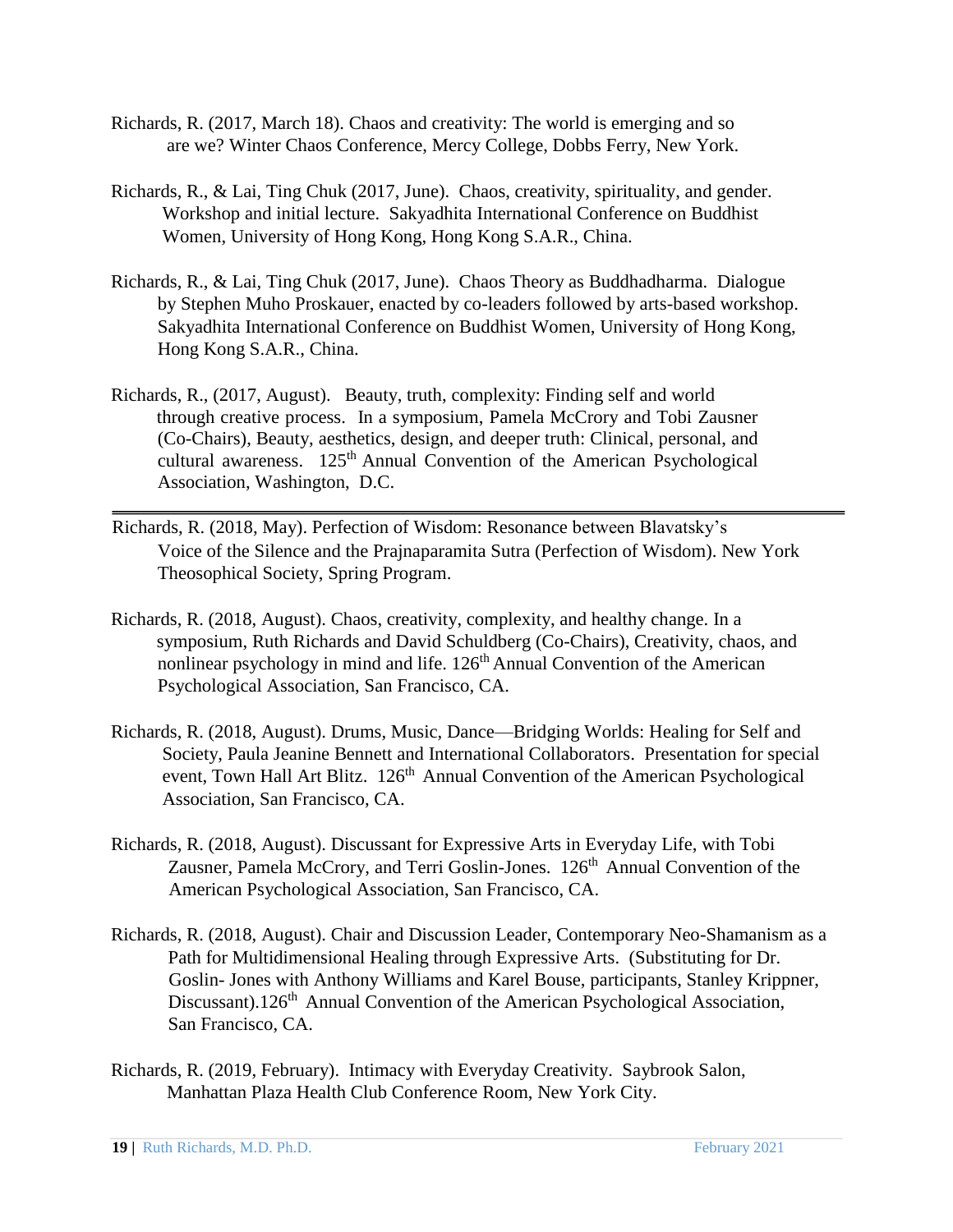Richards, R. (2017, March 18). Chaos and creativity: The world is emerging and so are we? Winter Chaos Conference, Mercy College, Dobbs Ferry, New York.

Richards, R., & Lai, Ting Chuk (2017, June). Chaos, creativity, spirituality, and gender. Workshop and initial lecture. Sakyadhita International Conference on Buddhist Women, University of Hong Kong, Hong Kong S.A.R., China.

Richards, R., & Lai, Ting Chuk (2017, June). Chaos Theory as Buddhadharma. Dialogue by Stephen Muho Proskauer, enacted by co-leaders followed by arts-based workshop. Sakyadhita International Conference on Buddhist Women, University of Hong Kong, Hong Kong S.A.R., China.

Richards, R., (2017, August). Beauty, truth, complexity: Finding self and world through creative process. In a symposium, Pamela McCrory and Tobi Zausner (Co-Chairs), Beauty, aesthetics, design, and deeper truth: Clinical, personal, and cultural awareness. 125th Annual Convention of the American Psychological Association, Washington, D.C.

---

Richards, R. (2018, May). Perfection of Wisdom: Resonance between Blavatsky's Voice of the Silence and the Prajnaparamita Sutra (Perfection of Wisdom). New York Theosophical Society, Spring Program.

Richards, R. (2018, August). Chaos, creativity, complexity, and healthy change. In a symposium, Ruth Richards and David Schuldberg (Co-Chairs), Creativity, chaos, and nonlinear psychology in mind and life. 126th Annual Convention of the American Psychological Association, San Francisco, CA.

Richards, R. (2018, August). Drums, Music, Dance—Bridging Worlds: Healing for Self and Society, Paula Jeanine Bennett and International Collaborators. Presentation for special event, Town Hall Art Blitz. 126th Annual Convention of the American Psychological Association, San Francisco, CA.

Richards, R. (2018, August). Discussant for Expressive Arts in Everyday Life, with Tobi Zausner, Pamela McCrory, and Terri Goslin-Jones. 126th Annual Convention of the American Psychological Association, San Francisco, CA.

Richards, R. (2018, August). Chair and Discussion Leader, Contemporary Neo-Shamanism as a Path for Multidimensional Healing through Expressive Arts. (Substituting for Dr. Goslin- Jones with Anthony Williams and Karel Bouse, participants, Stanley Krippner, Discussant).126th Annual Convention of the American Psychological Association, San Francisco, CA.

Richards, R. (2019, February). Intimacy with Everyday Creativity. Saybrook Salon, Manhattan Plaza Health Club Conference Room, New York City.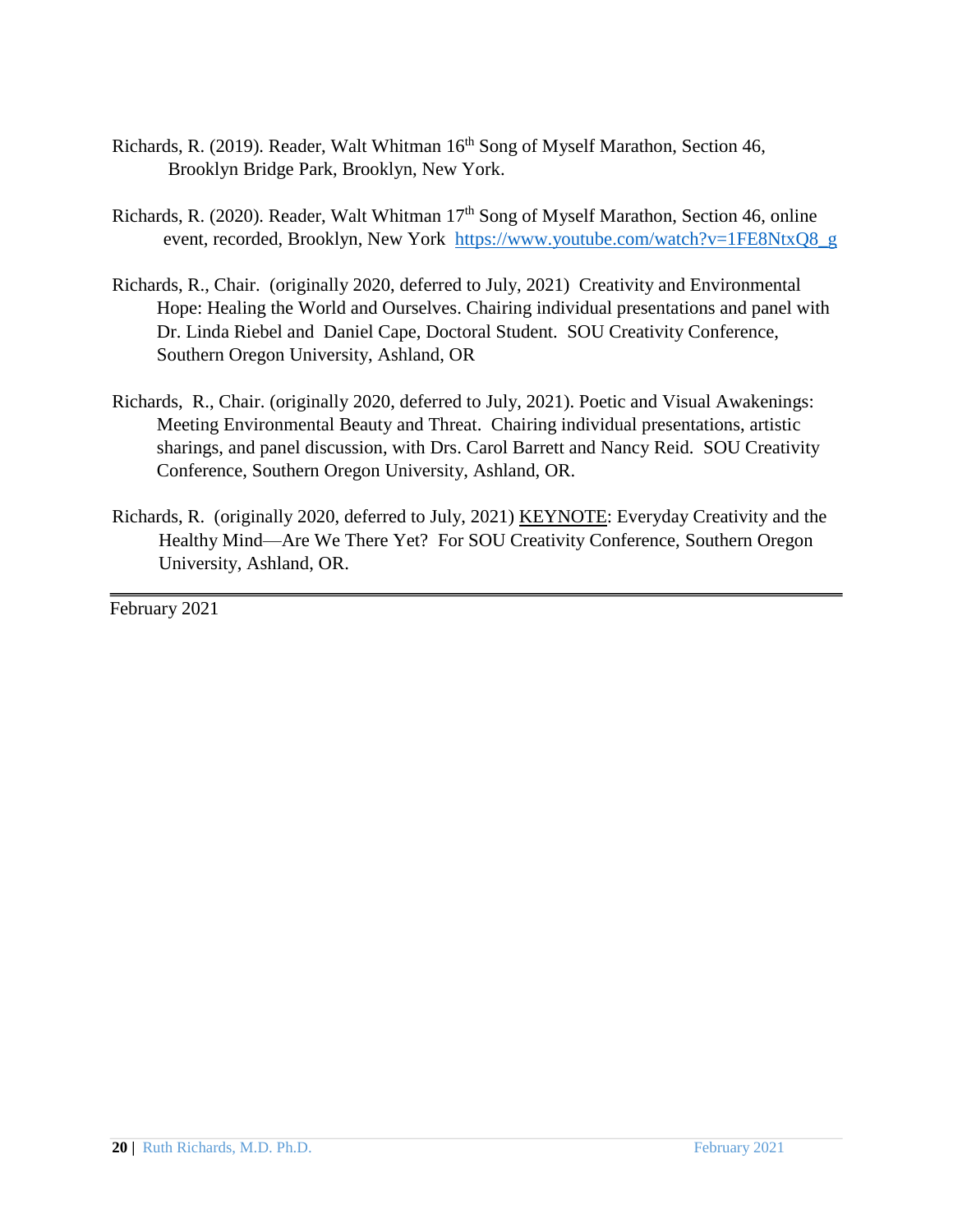Richards, R. (2019). Reader, Walt Whitman 16th Song of Myself Marathon, Section 46, Brooklyn Bridge Park, Brooklyn, New York.

Richards, R. (2020). Reader, Walt Whitman 17th Song of Myself Marathon, Section 46, online event, recorded, Brooklyn, New York https://www.youtube.com/watch?v=1FE8NtxQ8_g

Richards, R., Chair. (originally 2020, deferred to July, 2021) Creativity and Environmental Hope: Healing the World and Ourselves. Chairing individual presentations and panel with Dr. Linda Riebel and Daniel Cape, Doctoral Student. SOU Creativity Conference, Southern Oregon University, Ashland, OR

Richards, R., Chair. (originally 2020, deferred to July, 2021). Poetic and Visual Awakenings: Meeting Environmental Beauty and Threat. Chairing individual presentations, artistic sharings, and panel discussion, with Drs. Carol Barrett and Nancy Reid. SOU Creativity Conference, Southern Oregon University, Ashland, OR.

Richards, R. (originally 2020, deferred to July, 2021) KEYNOTE: Everyday Creativity and the Healthy Mind—Are We There Yet? For SOU Creativity Conference, Southern Oregon University, Ashland, OR.

---

February 2021